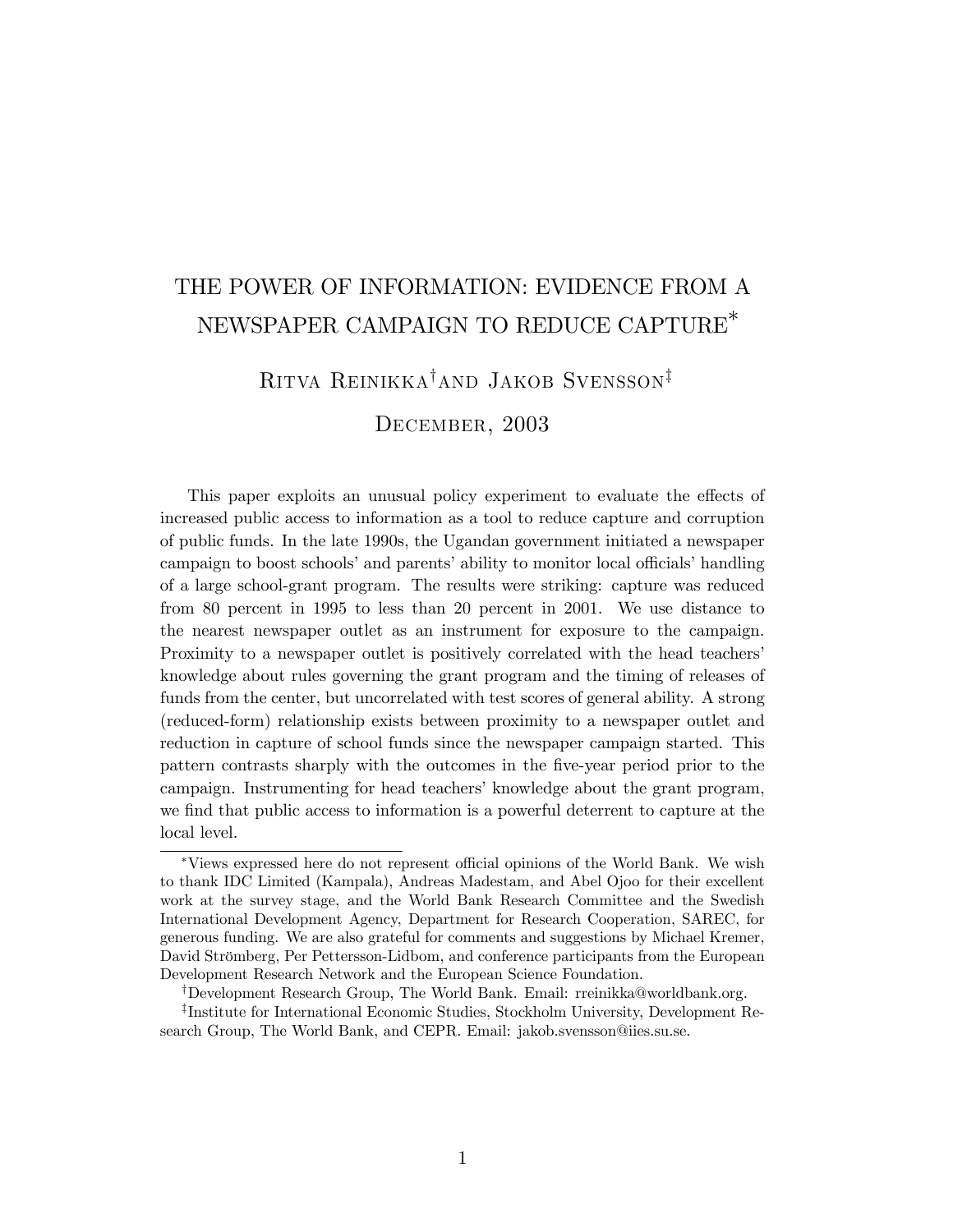# THE POWER OF INFORMATION: EVIDENCE FROM A NEWSPAPER CAMPAIGN TO REDUCE CAPTURE*

Ritva Reinikka[†] and Jakob Svensson[‡]

December, 2003

This paper exploits an unusual policy experiment to evaluate the effects of increased public access to information as a tool to reduce capture and corruption of public funds. In the late 1990s, the Ugandan government initiated a newspaper campaign to boost schools' and parents' ability to monitor local officials' handling of a large school-grant program. The results were striking: capture was reduced from 80 percent in 1995 to less than 20 percent in 2001. We use distance to the nearest newspaper outlet as an instrument for exposure to the campaign. Proximity to a newspaper outlet is positively correlated with the head teachers' knowledge about rules governing the grant program and the timing of releases of funds from the center, but uncorrelated with test scores of general ability. A strong (reduced-form) relationship exists between proximity to a newspaper outlet and reduction in capture of school funds since the newspaper campaign started. This pattern contrasts sharply with the outcomes in the five-year period prior to the campaign. Instrumenting for head teachers' knowledge about the grant program, we find that public access to information is a powerful deterrent to capture at the local level.

---

*Views expressed here do not represent official opinions of the World Bank. We wish to thank IDC Limited (Kampala), Andreas Madestam, and Abel Ojoo for their excellent work at the survey stage, and the World Bank Research Committee and the Swedish International Development Agency, Department for Research Cooperation, SAREC, for generous funding. We are also grateful for comments and suggestions by Michael Kremer, David Strömberg, Per Pettersson-Lidbom, and conference participants from the European Development Research Network and the European Science Foundation.

†Development Research Group, The World Bank. Email: rreinikka@worldbank.org.

‡Institute for International Economic Studies, Stockholm University, Development Research Group, The World Bank, and CEPR. Email: jakob.svensson@iies.su.se.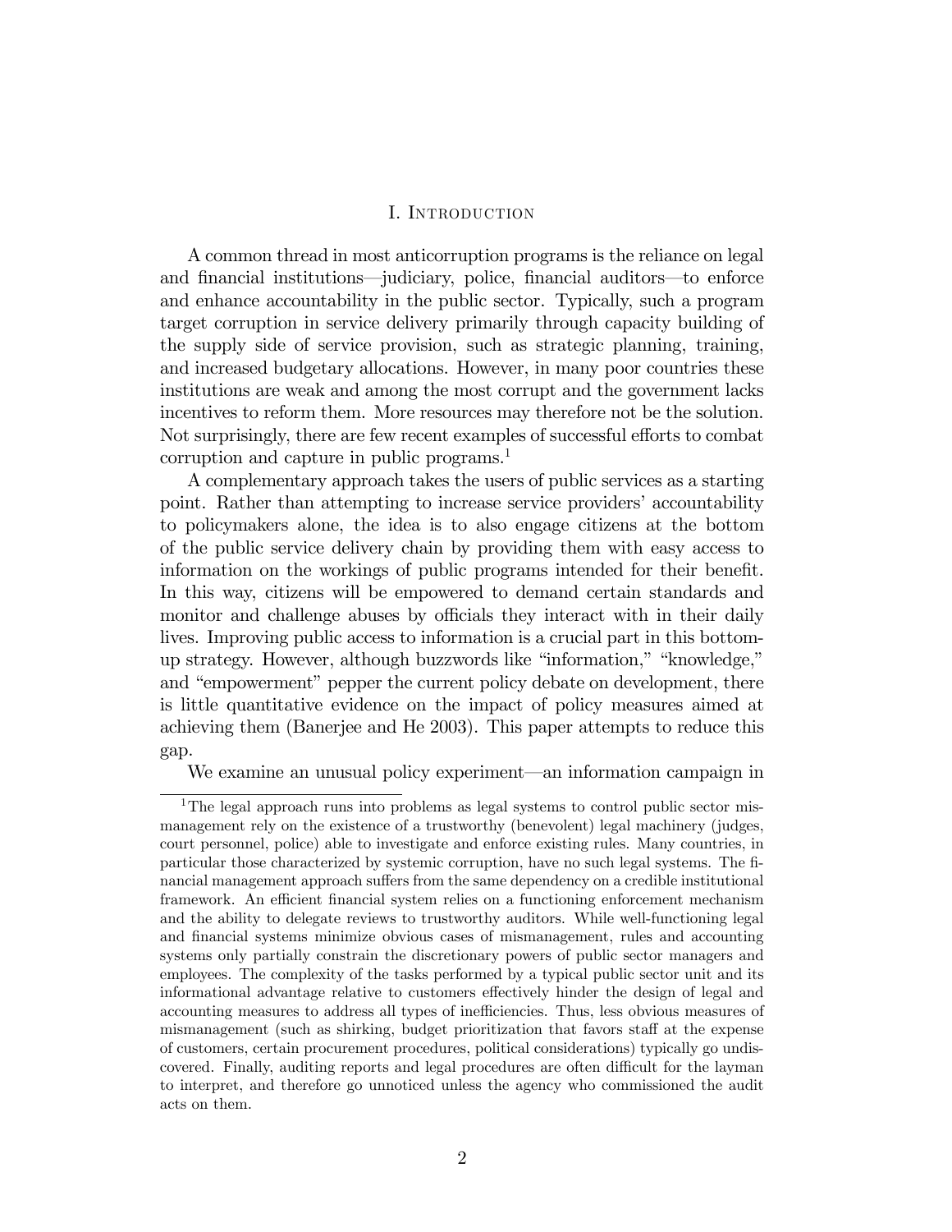# I. Introduction

A common thread in most anticorruption programs is the reliance on legal and financial institutions—judiciary, police, financial auditors—to enforce and enhance accountability in the public sector. Typically, such a program target corruption in service delivery primarily through capacity building of the supply side of service provision, such as strategic planning, training, and increased budgetary allocations. However, in many poor countries these institutions are weak and among the most corrupt and the government lacks incentives to reform them. More resources may therefore not be the solution. Not surprisingly, there are few recent examples of successful efforts to combat corruption and capture in public programs.[1]

A complementary approach takes the users of public services as a starting point. Rather than attempting to increase service providers' accountability to policymakers alone, the idea is to also engage citizens at the bottom of the public service delivery chain by providing them with easy access to information on the workings of public programs intended for their benefit. In this way, citizens will be empowered to demand certain standards and monitor and challenge abuses by officials they interact with in their daily lives. Improving public access to information is a crucial part in this bottom-up strategy. However, although buzzwords like "information," "knowledge," and "empowerment" pepper the current policy debate on development, there is little quantitative evidence on the impact of policy measures aimed at achieving them (Banerjee and He 2003). This paper attempts to reduce this gap.

We examine an unusual policy experiment—an information campaign in

[1] The legal approach runs into problems as legal systems to control public sector mismanagement rely on the existence of a trustworthy (benevolent) legal machinery (judges, court personnel, police) able to investigate and enforce existing rules. Many countries, in particular those characterized by systemic corruption, have no such legal systems. The financial management approach suffers from the same dependency on a credible institutional framework. An efficient financial system relies on a functioning enforcement mechanism and the ability to delegate reviews to trustworthy auditors. While well-functioning legal and financial systems minimize obvious cases of mismanagement, rules and accounting systems only partially constrain the discretionary powers of public sector managers and employees. The complexity of the tasks performed by a typical public sector unit and its informational advantage relative to customers effectively hinder the design of legal and accounting measures to address all types of inefficiencies. Thus, less obvious measures of mismanagement (such as shirking, budget prioritization that favors staff at the expense of customers, certain procurement procedures, political considerations) typically go undiscovered. Finally, auditing reports and legal procedures are often difficult for the layman to interpret, and therefore go unnoticed unless the agency who commissioned the audit acts on them.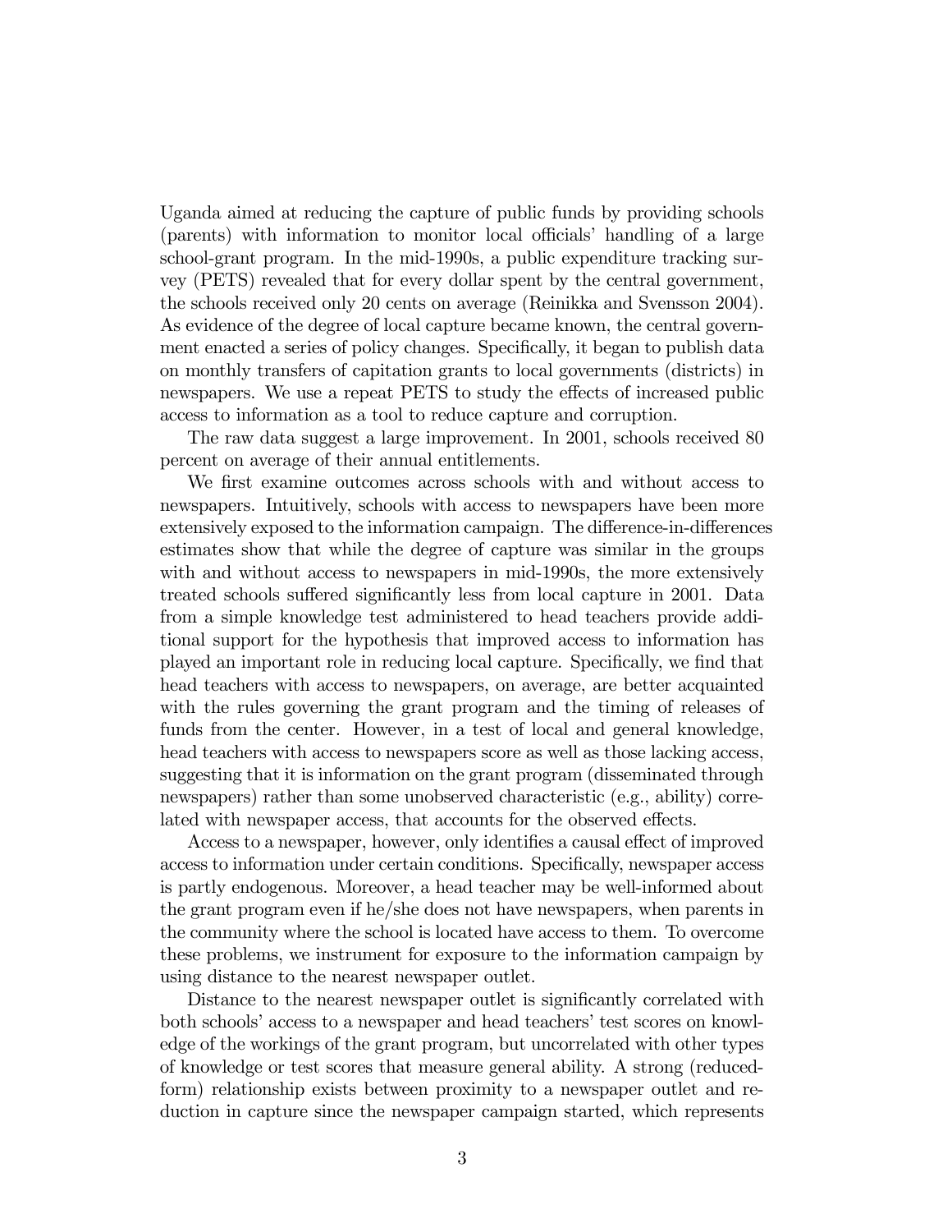Uganda aimed at reducing the capture of public funds by providing schools (parents) with information to monitor local officials' handling of a large school-grant program. In the mid-1990s, a public expenditure tracking survey (PETS) revealed that for every dollar spent by the central government, the schools received only 20 cents on average (Reinikka and Svensson 2004). As evidence of the degree of local capture became known, the central government enacted a series of policy changes. Specifically, it began to publish data on monthly transfers of capitation grants to local governments (districts) in newspapers. We use a repeat PETS to study the effects of increased public access to information as a tool to reduce capture and corruption.

The raw data suggest a large improvement. In 2001, schools received 80 percent on average of their annual entitlements.

We first examine outcomes across schools with and without access to newspapers. Intuitively, schools with access to newspapers have been more extensively exposed to the information campaign. The difference-in-differences estimates show that while the degree of capture was similar in the groups with and without access to newspapers in mid-1990s, the more extensively treated schools suffered significantly less from local capture in 2001. Data from a simple knowledge test administered to head teachers provide additional support for the hypothesis that improved access to information has played an important role in reducing local capture. Specifically, we find that head teachers with access to newspapers, on average, are better acquainted with the rules governing the grant program and the timing of releases of funds from the center. However, in a test of local and general knowledge, head teachers with access to newspapers score as well as those lacking access, suggesting that it is information on the grant program (disseminated through newspapers) rather than some unobserved characteristic (e.g., ability) correlated with newspaper access, that accounts for the observed effects.

Access to a newspaper, however, only identifies a causal effect of improved access to information under certain conditions. Specifically, newspaper access is partly endogenous. Moreover, a head teacher may be well-informed about the grant program even if he/she does not have newspapers, when parents in the community where the school is located have access to them. To overcome these problems, we instrument for exposure to the information campaign by using distance to the nearest newspaper outlet.

Distance to the nearest newspaper outlet is significantly correlated with both schools' access to a newspaper and head teachers' test scores on knowledge of the workings of the grant program, but uncorrelated with other types of knowledge or test scores that measure general ability. A strong (reduced-form) relationship exists between proximity to a newspaper outlet and reduction in capture since the newspaper campaign started, which represents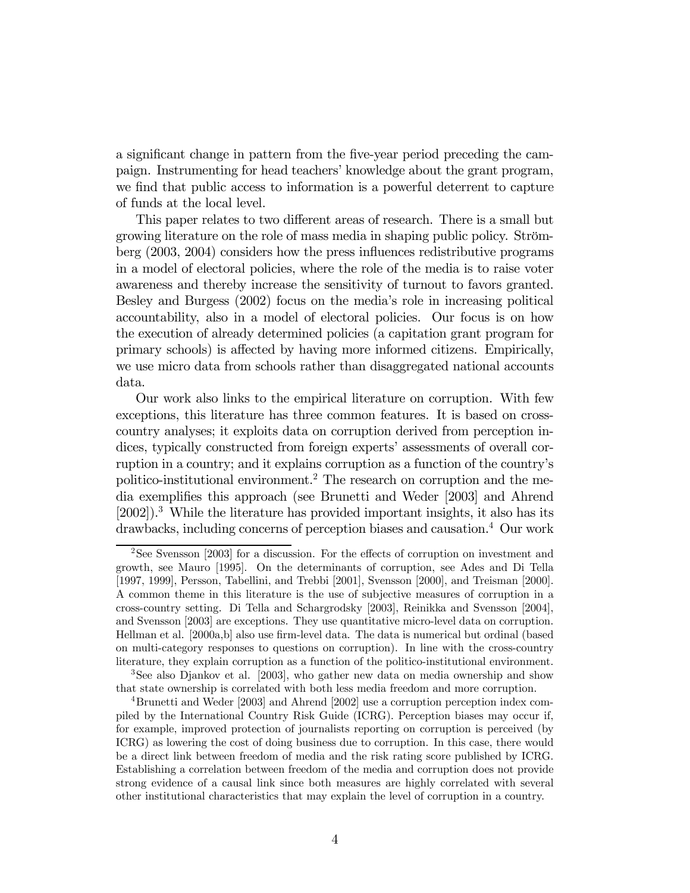a significant change in pattern from the five-year period preceding the campaign. Instrumenting for head teachers' knowledge about the grant program, we find that public access to information is a powerful deterrent to capture of funds at the local level.

This paper relates to two different areas of research. There is a small but growing literature on the role of mass media in shaping public policy. Strömberg (2003, 2004) considers how the press influences redistributive programs in a model of electoral policies, where the role of the media is to raise voter awareness and thereby increase the sensitivity of turnout to favors granted. Besley and Burgess (2002) focus on the media's role in increasing political accountability, also in a model of electoral policies. Our focus is on how the execution of already determined policies (a capitation grant program for primary schools) is affected by having more informed citizens. Empirically, we use micro data from schools rather than disaggregated national accounts data.

Our work also links to the empirical literature on corruption. With few exceptions, this literature has three common features. It is based on cross-country analyses; it exploits data on corruption derived from perception indices, typically constructed from foreign experts' assessments of overall corruption in a country; and it explains corruption as a function of the country's politico-institutional environment.[2] The research on corruption and the media exemplifies this approach (see Brunetti and Weder [2003] and Ahrend [2002]).[3] While the literature has provided important insights, it also has its drawbacks, including concerns of perception biases and causation.[4] Our work

[2]See Svensson [2003] for a discussion. For the effects of corruption on investment and growth, see Mauro [1995]. On the determinants of corruption, see Ades and Di Tella [1997, 1999], Persson, Tabellini, and Trebbi [2001], Svensson [2000], and Treisman [2000]. A common theme in this literature is the use of subjective measures of corruption in a cross-country setting. Di Tella and Schargrodsky [2003], Reinikka and Svensson [2004], and Svensson [2003] are exceptions. They use quantitative micro-level data on corruption. Hellman et al. [2000a,b] also use firm-level data. The data is numerical but ordinal (based on multi-category responses to questions on corruption). In line with the cross-country literature, they explain corruption as a function of the politico-institutional environment.

[3]See also Djankov et al. [2003], who gather new data on media ownership and show that state ownership is correlated with both less media freedom and more corruption.

[4]Brunetti and Weder [2003] and Ahrend [2002] use a corruption perception index compiled by the International Country Risk Guide (ICRG). Perception biases may occur if, for example, improved protection of journalists reporting on corruption is perceived (by ICRG) as lowering the cost of doing business due to corruption. In this case, there would be a direct link between freedom of media and the risk rating score published by ICRG. Establishing a correlation between freedom of the media and corruption does not provide strong evidence of a causal link since both measures are highly correlated with several other institutional characteristics that may explain the level of corruption in a country.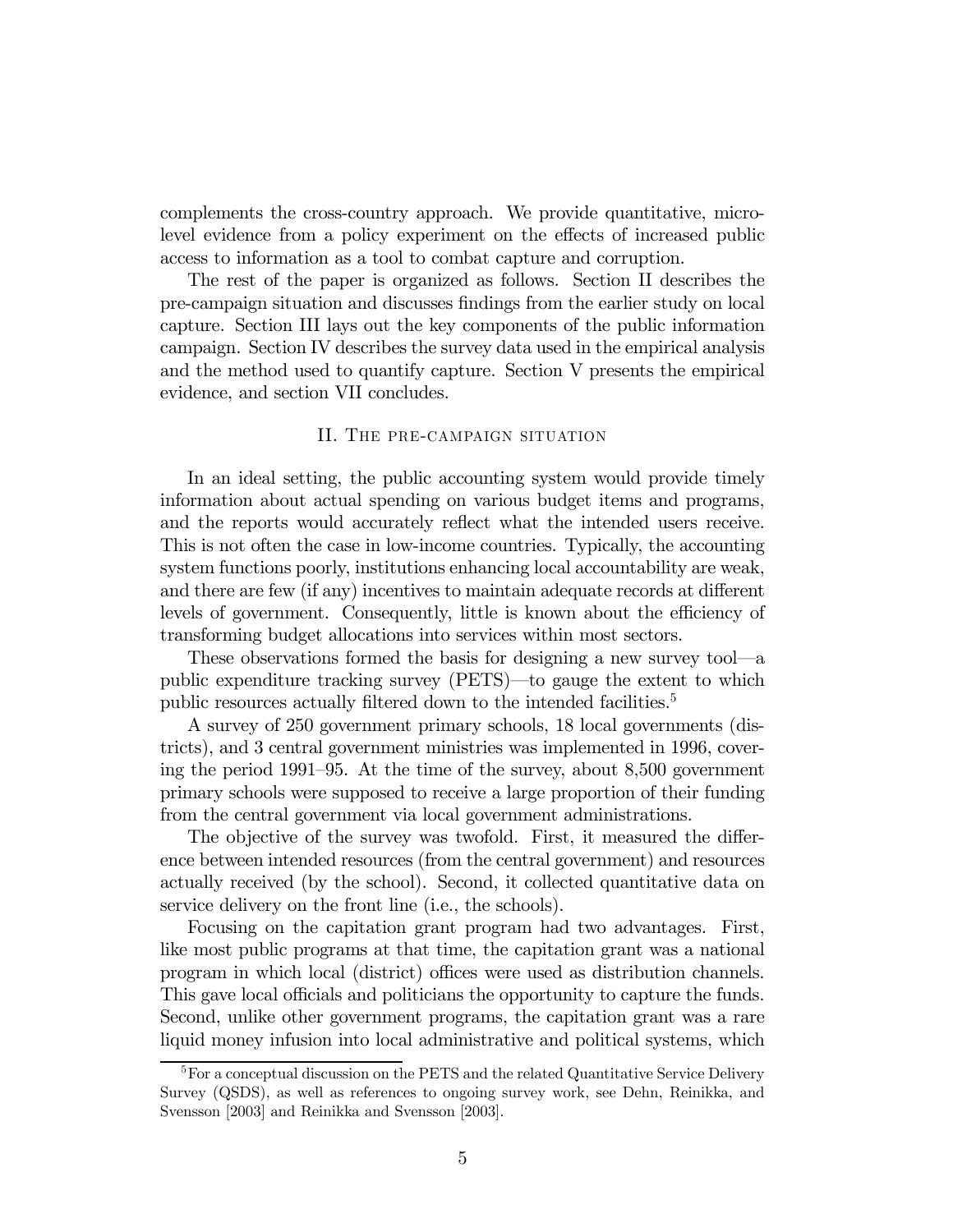complements the cross-country approach. We provide quantitative, micro-level evidence from a policy experiment on the effects of increased public access to information as a tool to combat capture and corruption.

The rest of the paper is organized as follows. Section II describes the pre-campaign situation and discusses findings from the earlier study on local capture. Section III lays out the key components of the public information campaign. Section IV describes the survey data used in the empirical analysis and the method used to quantify capture. Section V presents the empirical evidence, and section VII concludes.

## II. The pre-campaign situation

In an ideal setting, the public accounting system would provide timely information about actual spending on various budget items and programs, and the reports would accurately reflect what the intended users receive. This is not often the case in low-income countries. Typically, the accounting system functions poorly, institutions enhancing local accountability are weak, and there are few (if any) incentives to maintain adequate records at different levels of government. Consequently, little is known about the efficiency of transforming budget allocations into services within most sectors.

These observations formed the basis for designing a new survey tool—a public expenditure tracking survey (PETS)—to gauge the extent to which public resources actually filtered down to the intended facilities.[5]

A survey of 250 government primary schools, 18 local governments (districts), and 3 central government ministries was implemented in 1996, covering the period 1991–95. At the time of the survey, about 8,500 government primary schools were supposed to receive a large proportion of their funding from the central government via local government administrations.

The objective of the survey was twofold. First, it measured the difference between intended resources (from the central government) and resources actually received (by the school). Second, it collected quantitative data on service delivery on the front line (i.e., the schools).

Focusing on the capitation grant program had two advantages. First, like most public programs at that time, the capitation grant was a national program in which local (district) offices were used as distribution channels. This gave local officials and politicians the opportunity to capture the funds. Second, unlike other government programs, the capitation grant was a rare liquid money infusion into local administrative and political systems, which

[5] For a conceptual discussion on the PETS and the related Quantitative Service Delivery Survey (QSDS), as well as references to ongoing survey work, see Dehn, Reinikka, and Svensson [2003] and Reinikka and Svensson [2003].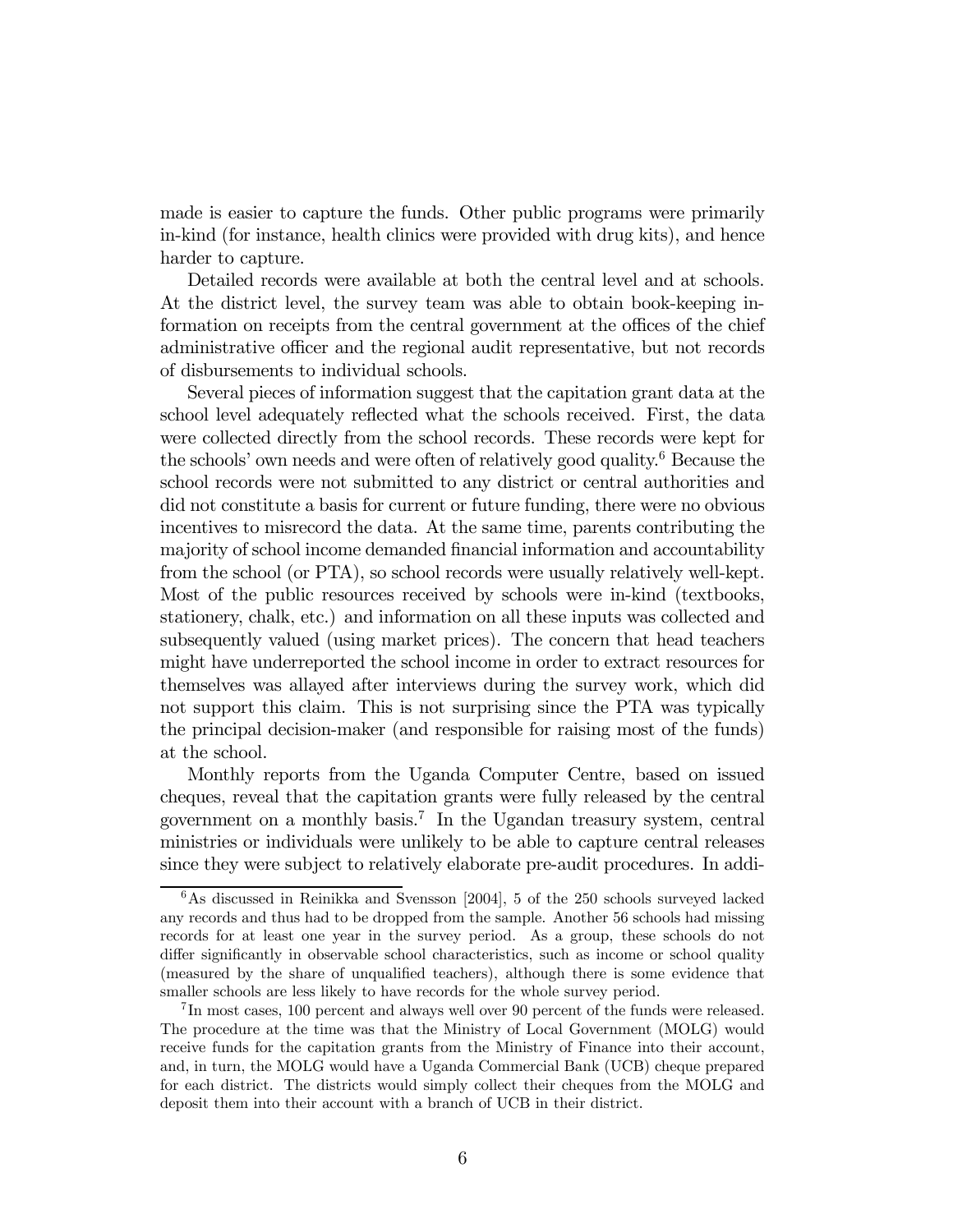made is easier to capture the funds. Other public programs were primarily in-kind (for instance, health clinics were provided with drug kits), and hence harder to capture.

Detailed records were available at both the central level and at schools. At the district level, the survey team was able to obtain book-keeping information on receipts from the central government at the offices of the chief administrative officer and the regional audit representative, but not records of disbursements to individual schools.

Several pieces of information suggest that the capitation grant data at the school level adequately reflected what the schools received. First, the data were collected directly from the school records. These records were kept for the schools' own needs and were often of relatively good quality.[6] Because the school records were not submitted to any district or central authorities and did not constitute a basis for current or future funding, there were no obvious incentives to misrecord the data. At the same time, parents contributing the majority of school income demanded financial information and accountability from the school (or PTA), so school records were usually relatively well-kept. Most of the public resources received by schools were in-kind (textbooks, stationery, chalk, etc.) and information on all these inputs was collected and subsequently valued (using market prices). The concern that head teachers might have underreported the school income in order to extract resources for themselves was allayed after interviews during the survey work, which did not support this claim. This is not surprising since the PTA was typically the principal decision-maker (and responsible for raising most of the funds) at the school.

Monthly reports from the Uganda Computer Centre, based on issued cheques, reveal that the capitation grants were fully released by the central government on a monthly basis.[7] In the Ugandan treasury system, central ministries or individuals were unlikely to be able to capture central releases since they were subject to relatively elaborate pre-audit procedures. In addi-

[6] As discussed in Reinikka and Svensson [2004], 5 of the 250 schools surveyed lacked any records and thus had to be dropped from the sample. Another 56 schools had missing records for at least one year in the survey period. As a group, these schools do not differ significantly in observable school characteristics, such as income or school quality (measured by the share of unqualified teachers), although there is some evidence that smaller schools are less likely to have records for the whole survey period.

[7] In most cases, 100 percent and always well over 90 percent of the funds were released. The procedure at the time was that the Ministry of Local Government (MOLG) would receive funds for the capitation grants from the Ministry of Finance into their account, and, in turn, the MOLG would have a Uganda Commercial Bank (UCB) cheque prepared for each district. The districts would simply collect their cheques from the MOLG and deposit them into their account with a branch of UCB in their district.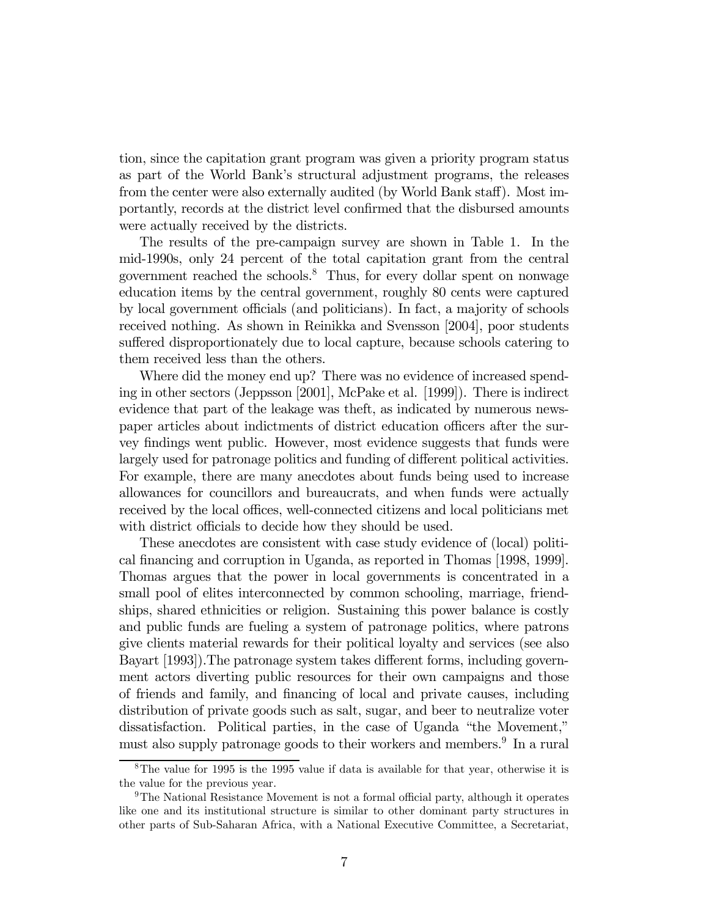tion, since the capitation grant program was given a priority program status as part of the World Bank's structural adjustment programs, the releases from the center were also externally audited (by World Bank staff). Most importantly, records at the district level confirmed that the disbursed amounts were actually received by the districts.

The results of the pre-campaign survey are shown in Table 1. In the mid-1990s, only 24 percent of the total capitation grant from the central government reached the schools.[8] Thus, for every dollar spent on nonwage education items by the central government, roughly 80 cents were captured by local government officials (and politicians). In fact, a majority of schools received nothing. As shown in Reinikka and Svensson [2004], poor students suffered disproportionately due to local capture, because schools catering to them received less than the others.

Where did the money end up? There was no evidence of increased spending in other sectors (Jeppsson [2001], McPake et al. [1999]). There is indirect evidence that part of the leakage was theft, as indicated by numerous newspaper articles about indictments of district education officers after the survey findings went public. However, most evidence suggests that funds were largely used for patronage politics and funding of different political activities. For example, there are many anecdotes about funds being used to increase allowances for councillors and bureaucrats, and when funds were actually received by the local offices, well-connected citizens and local politicians met with district officials to decide how they should be used.

These anecdotes are consistent with case study evidence of (local) political financing and corruption in Uganda, as reported in Thomas [1998, 1999]. Thomas argues that the power in local governments is concentrated in a small pool of elites interconnected by common schooling, marriage, friendships, shared ethnicities or religion. Sustaining this power balance is costly and public funds are fueling a system of patronage politics, where patrons give clients material rewards for their political loyalty and services (see also Bayart [1993]).The patronage system takes different forms, including government actors diverting public resources for their own campaigns and those of friends and family, and financing of local and private causes, including distribution of private goods such as salt, sugar, and beer to neutralize voter dissatisfaction. Political parties, in the case of Uganda "the Movement," must also supply patronage goods to their workers and members.[9] In a rural

---

[8] The value for 1995 is the 1995 value if data is available for that year, otherwise it is the value for the previous year.

[9] The National Resistance Movement is not a formal official party, although it operates like one and its institutional structure is similar to other dominant party structures in other parts of Sub-Saharan Africa, with a National Executive Committee, a Secretariat,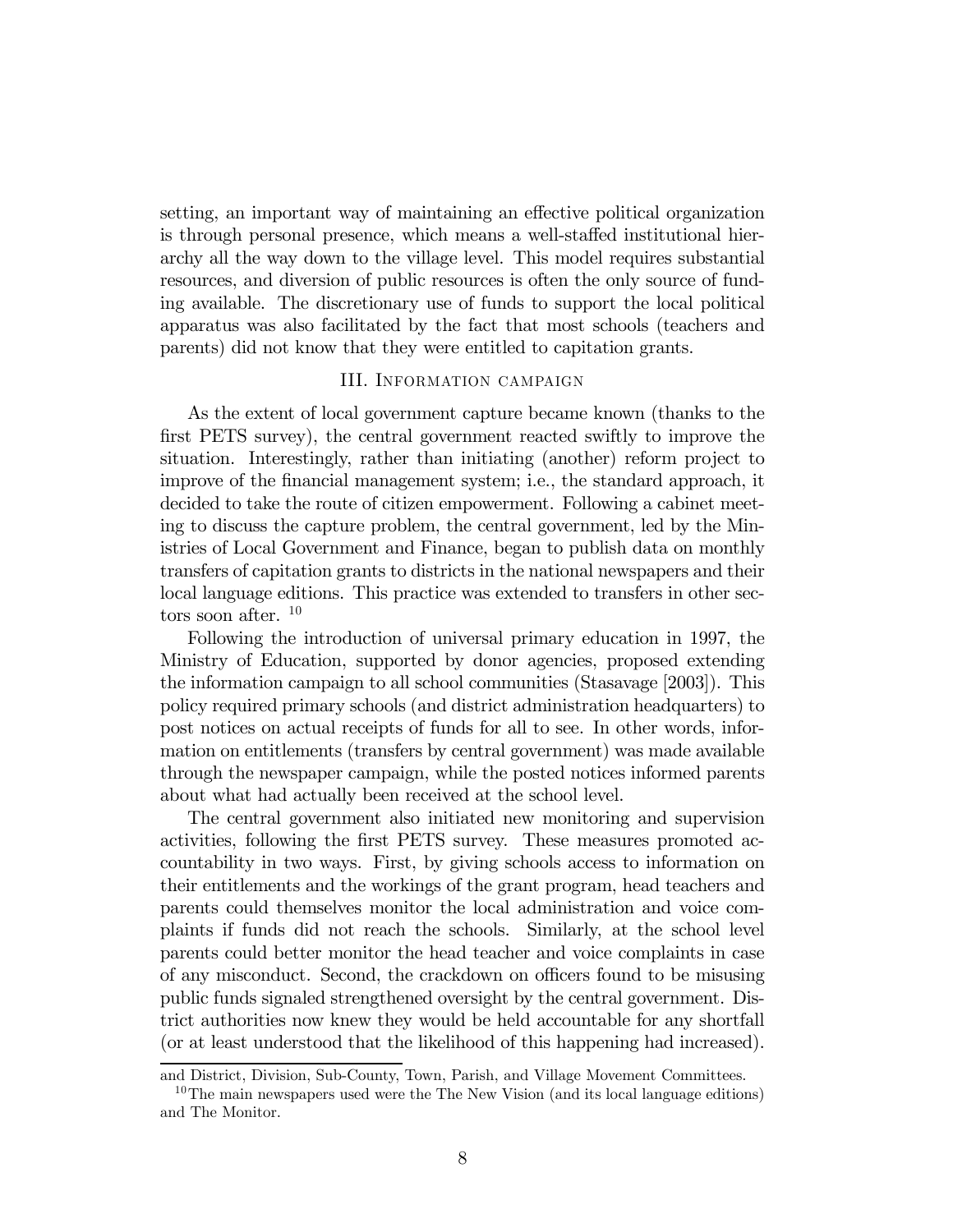setting, an important way of maintaining an effective political organization is through personal presence, which means a well-staffed institutional hierarchy all the way down to the village level. This model requires substantial resources, and diversion of public resources is often the only source of funding available. The discretionary use of funds to support the local political apparatus was also facilitated by the fact that most schools (teachers and parents) did not know that they were entitled to capitation grants.

## III. Information campaign

As the extent of local government capture became known (thanks to the first PETS survey), the central government reacted swiftly to improve the situation. Interestingly, rather than initiating (another) reform project to improve of the financial management system; i.e., the standard approach, it decided to take the route of citizen empowerment. Following a cabinet meeting to discuss the capture problem, the central government, led by the Ministries of Local Government and Finance, began to publish data on monthly transfers of capitation grants to districts in the national newspapers and their local language editions. This practice was extended to transfers in other sectors soon after. [10]

Following the introduction of universal primary education in 1997, the Ministry of Education, supported by donor agencies, proposed extending the information campaign to all school communities (Stasavage [2003]). This policy required primary schools (and district administration headquarters) to post notices on actual receipts of funds for all to see. In other words, information on entitlements (transfers by central government) was made available through the newspaper campaign, while the posted notices informed parents about what had actually been received at the school level.

The central government also initiated new monitoring and supervision activities, following the first PETS survey. These measures promoted accountability in two ways. First, by giving schools access to information on their entitlements and the workings of the grant program, head teachers and parents could themselves monitor the local administration and voice complaints if funds did not reach the schools. Similarly, at the school level parents could better monitor the head teacher and voice complaints in case of any misconduct. Second, the crackdown on officers found to be misusing public funds signaled strengthened oversight by the central government. District authorities now knew they would be held accountable for any shortfall (or at least understood that the likelihood of this happening had increased).

---

and District, Division, Sub-County, Town, Parish, and Village Movement Committees.

[10] The main newspapers used were the The New Vision (and its local language editions) and The Monitor.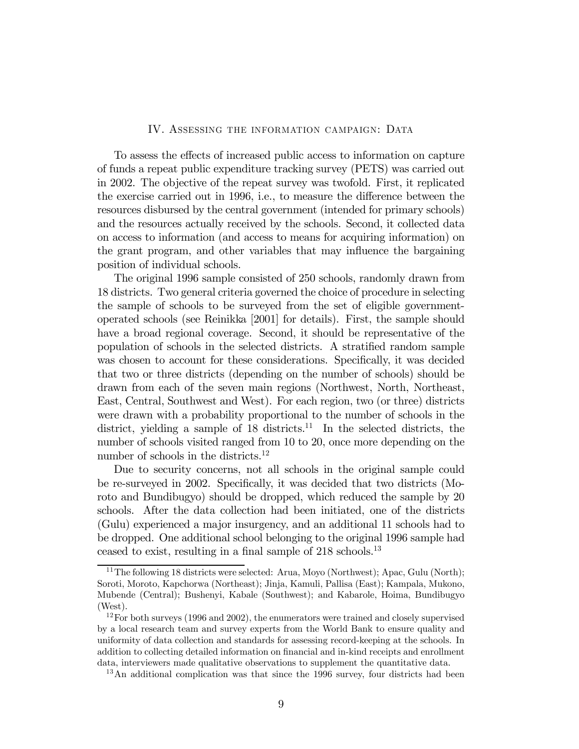## IV. Assessing the information campaign: Data

To assess the effects of increased public access to information on capture of funds a repeat public expenditure tracking survey (PETS) was carried out in 2002. The objective of the repeat survey was twofold. First, it replicated the exercise carried out in 1996, i.e., to measure the difference between the resources disbursed by the central government (intended for primary schools) and the resources actually received by the schools. Second, it collected data on access to information (and access to means for acquiring information) on the grant program, and other variables that may influence the bargaining position of individual schools.

The original 1996 sample consisted of 250 schools, randomly drawn from 18 districts. Two general criteria governed the choice of procedure in selecting the sample of schools to be surveyed from the set of eligible government-operated schools (see Reinikka [2001] for details). First, the sample should have a broad regional coverage. Second, it should be representative of the population of schools in the selected districts. A stratified random sample was chosen to account for these considerations. Specifically, it was decided that two or three districts (depending on the number of schools) should be drawn from each of the seven main regions (Northwest, North, Northeast, East, Central, Southwest and West). For each region, two (or three) districts were drawn with a probability proportional to the number of schools in the district, yielding a sample of 18 districts.[11] In the selected districts, the number of schools visited ranged from 10 to 20, once more depending on the number of schools in the districts.[12]

Due to security concerns, not all schools in the original sample could be re-surveyed in 2002. Specifically, it was decided that two districts (Moroto and Bundibugyo) should be dropped, which reduced the sample by 20 schools. After the data collection had been initiated, one of the districts (Gulu) experienced a major insurgency, and an additional 11 schools had to be dropped. One additional school belonging to the original 1996 sample had ceased to exist, resulting in a final sample of 218 schools.[13]

[11] The following 18 districts were selected: Arua, Moyo (Northwest); Apac, Gulu (North); Soroti, Moroto, Kapchorwa (Northeast); Jinja, Kamuli, Pallisa (East); Kampala, Mukono, Mubende (Central); Bushenyi, Kabale (Southwest); and Kabarole, Hoima, Bundibugyo (West).

[12] For both surveys (1996 and 2002), the enumerators were trained and closely supervised by a local research team and survey experts from the World Bank to ensure quality and uniformity of data collection and standards for assessing record-keeping at the schools. In addition to collecting detailed information on financial and in-kind receipts and enrollment data, interviewers made qualitative observations to supplement the quantitative data.

[13] An additional complication was that since the 1996 survey, four districts had been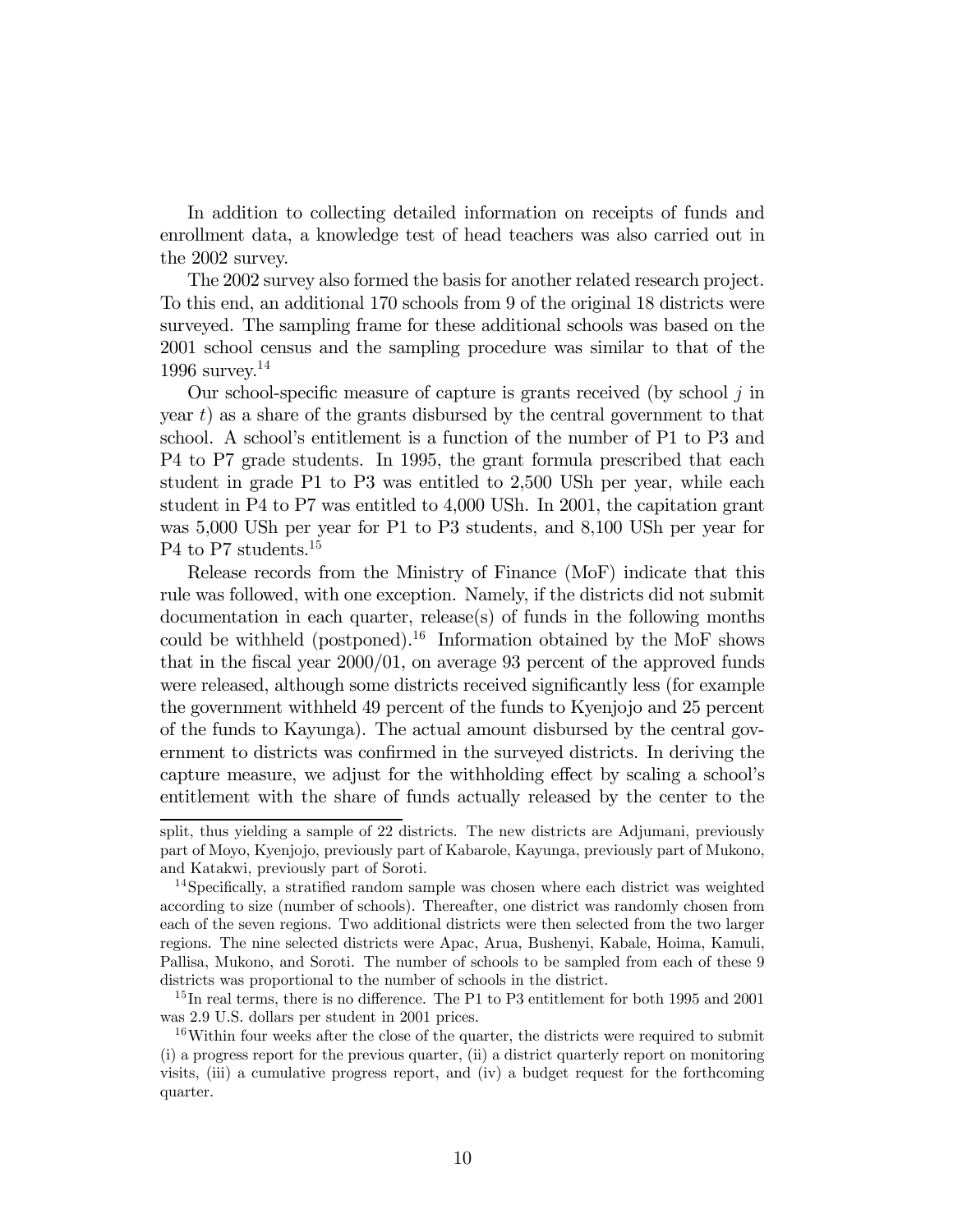In addition to collecting detailed information on receipts of funds and enrollment data, a knowledge test of head teachers was also carried out in the 2002 survey.

The 2002 survey also formed the basis for another related research project. To this end, an additional 170 schools from 9 of the original 18 districts were surveyed. The sampling frame for these additional schools was based on the 2001 school census and the sampling procedure was similar to that of the 1996 survey.[14]

Our school-specific measure of capture is grants received (by school $j$ in year $t$) as a share of the grants disbursed by the central government to that school. A school's entitlement is a function of the number of P1 to P3 and P4 to P7 grade students. In 1995, the grant formula prescribed that each student in grade P1 to P3 was entitled to 2,500 USh per year, while each student in P4 to P7 was entitled to 4,000 USh. In 2001, the capitation grant was 5,000 USh per year for P1 to P3 students, and 8,100 USh per year for P4 to P7 students.[15]

Release records from the Ministry of Finance (MoF) indicate that this rule was followed, with one exception. Namely, if the districts did not submit documentation in each quarter, release(s) of funds in the following months could be withheld (postponed).[16] Information obtained by the MoF shows that in the fiscal year 2000/01, on average 93 percent of the approved funds were released, although some districts received significantly less (for example the government withheld 49 percent of the funds to Kyenjojo and 25 percent of the funds to Kayunga). The actual amount disbursed by the central government to districts was confirmed in the surveyed districts. In deriving the capture measure, we adjust for the withholding effect by scaling a school's entitlement with the share of funds actually released by the center to the

split, thus yielding a sample of 22 districts. The new districts are Adjumani, previously part of Moyo, Kyenjojo, previously part of Kabarole, Kayunga, previously part of Mukono, and Katakwi, previously part of Soroti.

[14] Specifically, a stratified random sample was chosen where each district was weighted according to size (number of schools). Thereafter, one district was randomly chosen from each of the seven regions. Two additional districts were then selected from the two larger regions. The nine selected districts were Apac, Arua, Bushenyi, Kabale, Hoima, Kamuli, Pallisa, Mukono, and Soroti. The number of schools to be sampled from each of these 9 districts was proportional to the number of schools in the district.

[15] In real terms, there is no difference. The P1 to P3 entitlement for both 1995 and 2001 was 2.9 U.S. dollars per student in 2001 prices.

[16] Within four weeks after the close of the quarter, the districts were required to submit (i) a progress report for the previous quarter, (ii) a district quarterly report on monitoring visits, (iii) a cumulative progress report, and (iv) a budget request for the forthcoming quarter.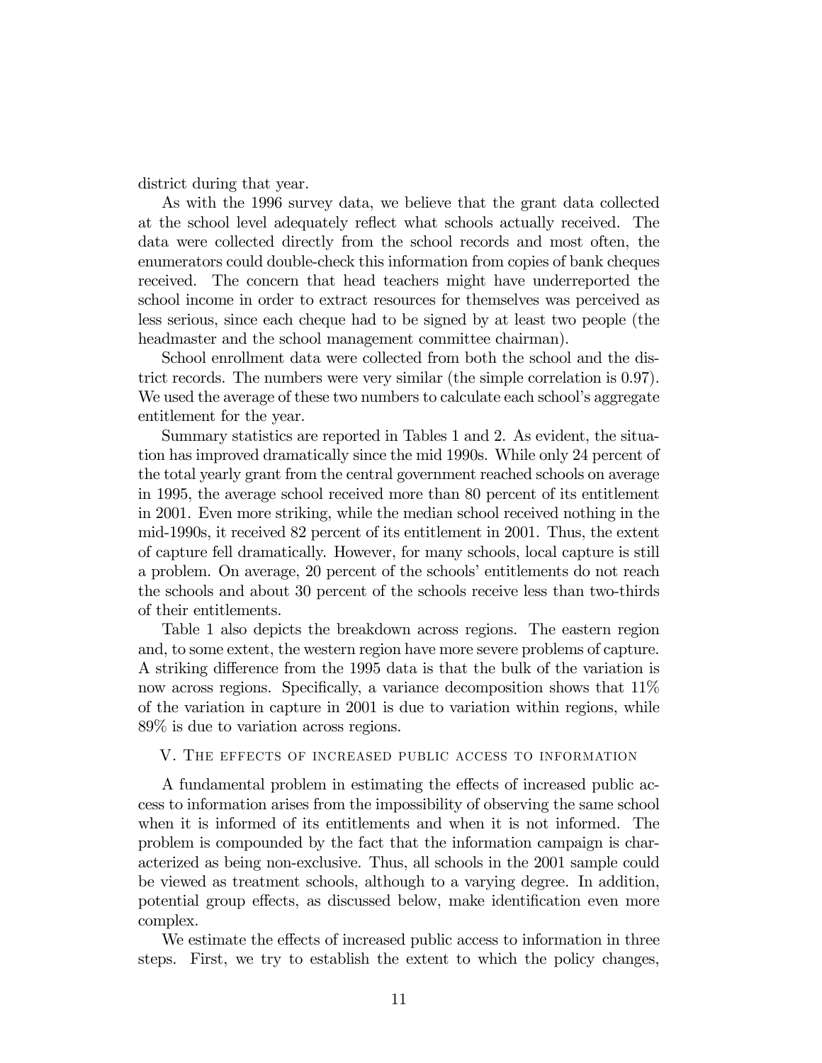district during that year.

As with the 1996 survey data, we believe that the grant data collected at the school level adequately reflect what schools actually received. The data were collected directly from the school records and most often, the enumerators could double-check this information from copies of bank cheques received. The concern that head teachers might have underreported the school income in order to extract resources for themselves was perceived as less serious, since each cheque had to be signed by at least two people (the headmaster and the school management committee chairman).

School enrollment data were collected from both the school and the district records. The numbers were very similar (the simple correlation is 0.97). We used the average of these two numbers to calculate each school's aggregate entitlement for the year.

Summary statistics are reported in Tables 1 and 2. As evident, the situation has improved dramatically since the mid 1990s. While only 24 percent of the total yearly grant from the central government reached schools on average in 1995, the average school received more than 80 percent of its entitlement in 2001. Even more striking, while the median school received nothing in the mid-1990s, it received 82 percent of its entitlement in 2001. Thus, the extent of capture fell dramatically. However, for many schools, local capture is still a problem. On average, 20 percent of the schools' entitlements do not reach the schools and about 30 percent of the schools receive less than two-thirds of their entitlements.

Table 1 also depicts the breakdown across regions. The eastern region and, to some extent, the western region have more severe problems of capture. A striking difference from the 1995 data is that the bulk of the variation is now across regions. Specifically, a variance decomposition shows that 11% of the variation in capture in 2001 is due to variation within regions, while 89% is due to variation across regions.

## V. The effects of increased public access to information

A fundamental problem in estimating the effects of increased public access to information arises from the impossibility of observing the same school when it is informed of its entitlements and when it is not informed. The problem is compounded by the fact that the information campaign is characterized as being non-exclusive. Thus, all schools in the 2001 sample could be viewed as treatment schools, although to a varying degree. In addition, potential group effects, as discussed below, make identification even more complex.

We estimate the effects of increased public access to information in three steps. First, we try to establish the extent to which the policy changes,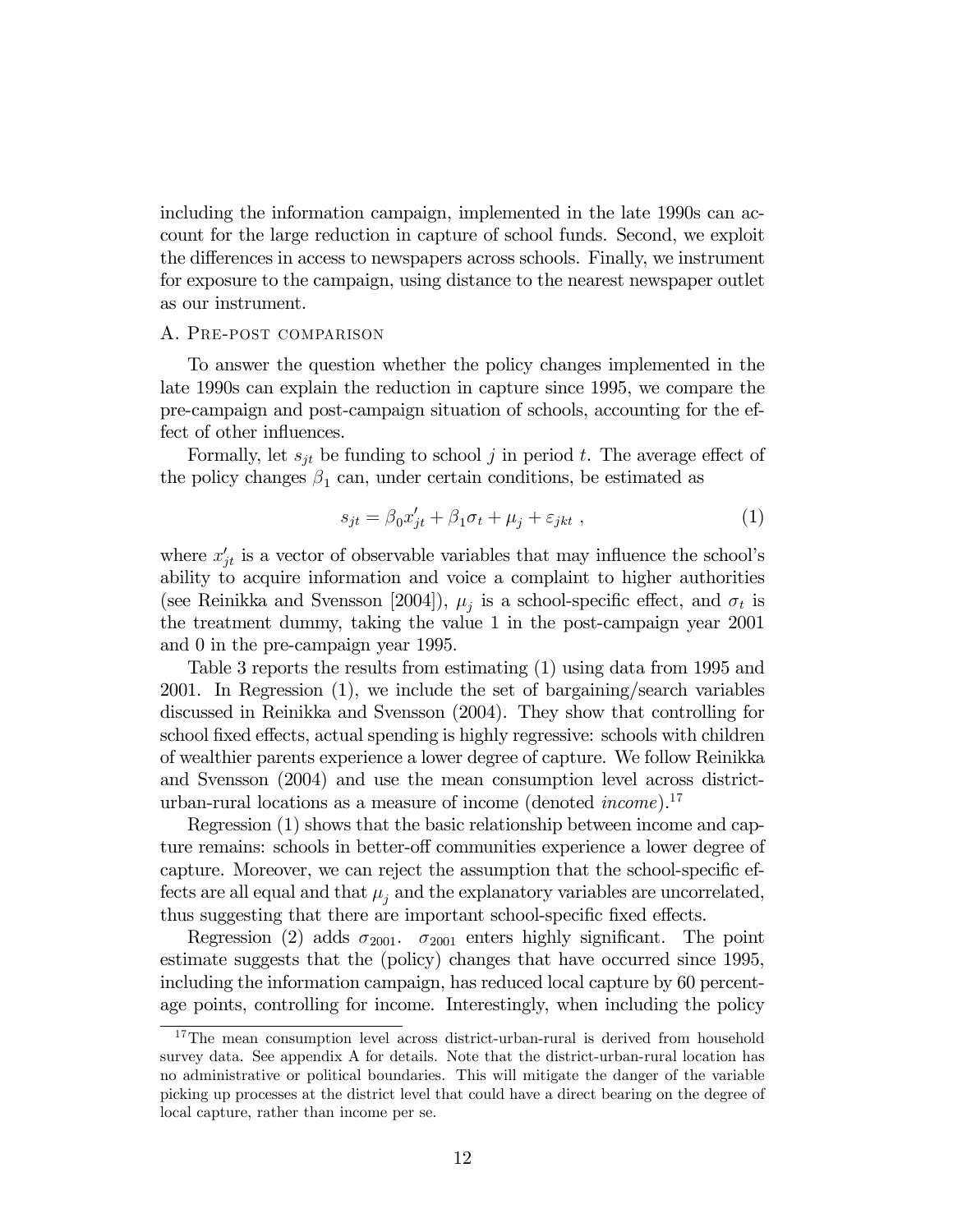including the information campaign, implemented in the late 1990s can account for the large reduction in capture of school funds. Second, we exploit the differences in access to newspapers across schools. Finally, we instrument for exposure to the campaign, using distance to the nearest newspaper outlet as our instrument.

### A. Pre-post comparison

To answer the question whether the policy changes implemented in the late 1990s can explain the reduction in capture since 1995, we compare the pre-campaign and post-campaign situation of schools, accounting for the effect of other influences.

Formally, let $s_{jt}$ be funding to school $j$ in period $t$. The average effect of the policy changes $\beta_1$ can, under certain conditions, be estimated as

$$s_{jt} = \beta_0 x'_{jt} + \beta_1 \sigma_t + \mu_j + \varepsilon_{jkt} \ , \tag{1}$$

where $x'_{jt}$ is a vector of observable variables that may influence the school's ability to acquire information and voice a complaint to higher authorities (see Reinikka and Svensson [2004]), $\mu_j$ is a school-specific effect, and $\sigma_t$ is the treatment dummy, taking the value 1 in the post-campaign year 2001 and 0 in the pre-campaign year 1995.

Table 3 reports the results from estimating (1) using data from 1995 and 2001. In Regression (1), we include the set of bargaining/search variables discussed in Reinikka and Svensson (2004). They show that controlling for school fixed effects, actual spending is highly regressive: schools with children of wealthier parents experience a lower degree of capture. We follow Reinikka and Svensson (2004) and use the mean consumption level across district-urban-rural locations as a measure of income (denoted *income*).[17]

Regression (1) shows that the basic relationship between income and capture remains: schools in better-off communities experience a lower degree of capture. Moreover, we can reject the assumption that the school-specific effects are all equal and that $\mu_j$ and the explanatory variables are uncorrelated, thus suggesting that there are important school-specific fixed effects.

Regression (2) adds $\sigma_{2001}$. $\sigma_{2001}$ enters highly significant. The point estimate suggests that the (policy) changes that have occurred since 1995, including the information campaign, has reduced local capture by 60 percentage points, controlling for income. Interestingly, when including the policy

[17] The mean consumption level across district-urban-rural is derived from household survey data. See appendix A for details. Note that the district-urban-rural location has no administrative or political boundaries. This will mitigate the danger of the variable picking up processes at the district level that could have a direct bearing on the degree of local capture, rather than income per se.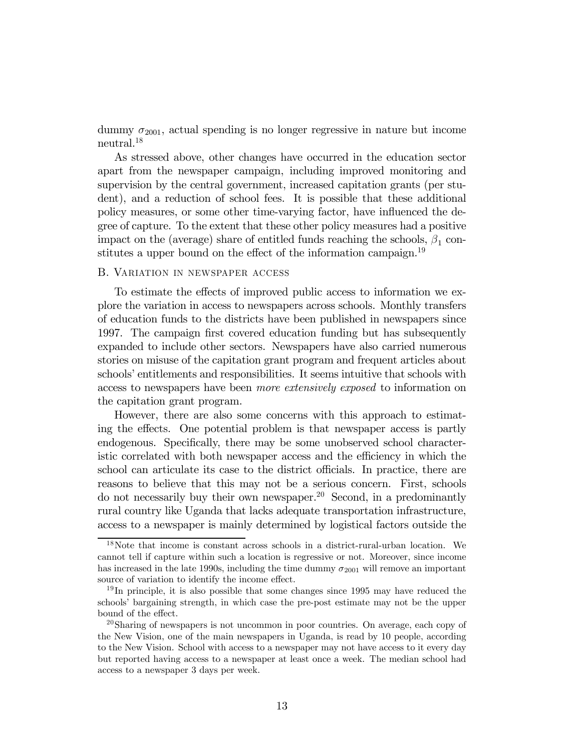dummy $\sigma_{2001}$, actual spending is no longer regressive in nature but income neutral.[18]

As stressed above, other changes have occurred in the education sector apart from the newspaper campaign, including improved monitoring and supervision by the central government, increased capitation grants (per student), and a reduction of school fees. It is possible that these additional policy measures, or some other time-varying factor, have influenced the degree of capture. To the extent that these other policy measures had a positive impact on the (average) share of entitled funds reaching the schools, $\beta_1$ constitutes a upper bound on the effect of the information campaign.[19]

### B. Variation in newspaper access

To estimate the effects of improved public access to information we explore the variation in access to newspapers across schools. Monthly transfers of education funds to the districts have been published in newspapers since 1997. The campaign first covered education funding but has subsequently expanded to include other sectors. Newspapers have also carried numerous stories on misuse of the capitation grant program and frequent articles about schools' entitlements and responsibilities. It seems intuitive that schools with access to newspapers have been *more extensively exposed* to information on the capitation grant program.

However, there are also some concerns with this approach to estimating the effects. One potential problem is that newspaper access is partly endogenous. Specifically, there may be some unobserved school characteristic correlated with both newspaper access and the efficiency in which the school can articulate its case to the district officials. In practice, there are reasons to believe that this may not be a serious concern. First, schools do not necessarily buy their own newspaper.[20] Second, in a predominantly rural country like Uganda that lacks adequate transportation infrastructure, access to a newspaper is mainly determined by logistical factors outside the

---

[18] Note that income is constant across schools in a district-rural-urban location. We cannot tell if capture within such a location is regressive or not. Moreover, since income has increased in the late 1990s, including the time dummy $\sigma_{2001}$ will remove an important source of variation to identify the income effect.

[19] In principle, it is also possible that some changes since 1995 may have reduced the schools' bargaining strength, in which case the pre-post estimate may not be the upper bound of the effect.

[20] Sharing of newspapers is not uncommon in poor countries. On average, each copy of the New Vision, one of the main newspapers in Uganda, is read by 10 people, according to the New Vision. School with access to a newspaper may not have access to it every day but reported having access to a newspaper at least once a week. The median school had access to a newspaper 3 days per week.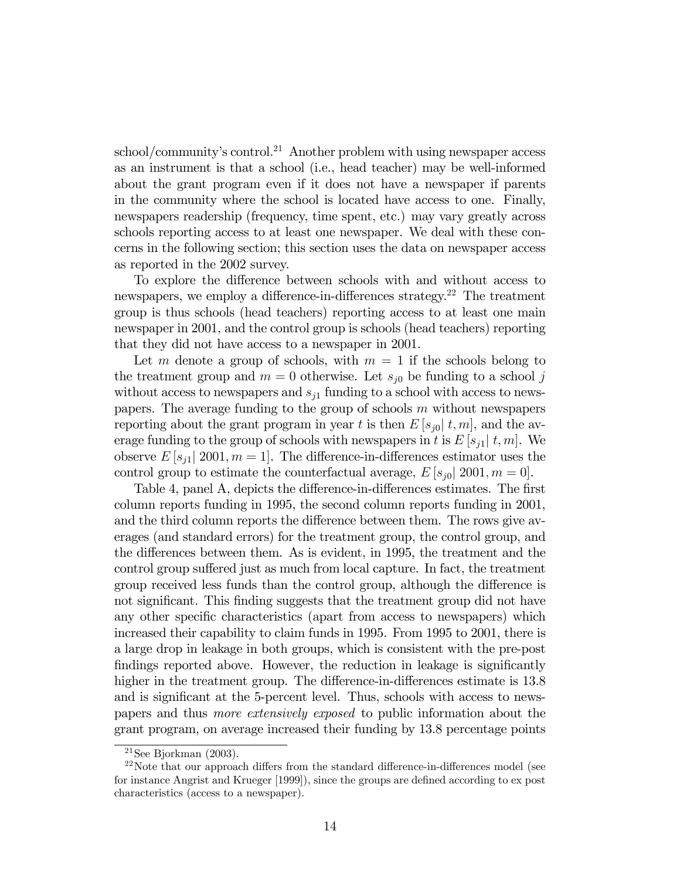school/community's control.[21] Another problem with using newspaper access as an instrument is that a school (i.e., head teacher) may be well-informed about the grant program even if it does not have a newspaper if parents in the community where the school is located have access to one. Finally, newspapers readership (frequency, time spent, etc.) may vary greatly across schools reporting access to at least one newspaper. We deal with these concerns in the following section; this section uses the data on newspaper access as reported in the 2002 survey.

To explore the difference between schools with and without access to newspapers, we employ a difference-in-differences strategy.[22] The treatment group is thus schools (head teachers) reporting access to at least one main newspaper in 2001, and the control group is schools (head teachers) reporting that they did not have access to a newspaper in 2001.

Let $m$ denote a group of schools, with $m = 1$ if the schools belong to the treatment group and $m = 0$ otherwise. Let $s_{j0}$ be funding to a school $j$ without access to newspapers and $s_{j1}$ funding to a school with access to newspapers. The average funding to the group of schools $m$ without newspapers reporting about the grant program in year $t$ is then $E[s_{j0}|\, t, m]$, and the average funding to the group of schools with newspapers in $t$ is $E[s_{j1}|\, t, m]$. We observe $E[s_{j1}|\, 2001, m = 1]$. The difference-in-differences estimator uses the control group to estimate the counterfactual average, $E[s_{j0}|\, 2001, m = 0]$.

Table 4, panel A, depicts the difference-in-differences estimates. The first column reports funding in 1995, the second column reports funding in 2001, and the third column reports the difference between them. The rows give averages (and standard errors) for the treatment group, the control group, and the differences between them. As is evident, in 1995, the treatment and the control group suffered just as much from local capture. In fact, the treatment group received less funds than the control group, although the difference is not significant. This finding suggests that the treatment group did not have any other specific characteristics (apart from access to newspapers) which increased their capability to claim funds in 1995. From 1995 to 2001, there is a large drop in leakage in both groups, which is consistent with the pre-post findings reported above. However, the reduction in leakage is significantly higher in the treatment group. The difference-in-differences estimate is 13.8 and is significant at the 5-percent level. Thus, schools with access to newspapers and thus *more extensively exposed* to public information about the grant program, on average increased their funding by 13.8 percentage points

[21] See Bjorkman (2003).

[22] Note that our approach differs from the standard difference-in-differences model (see for instance Angrist and Krueger [1999]), since the groups are defined according to ex post characteristics (access to a newspaper).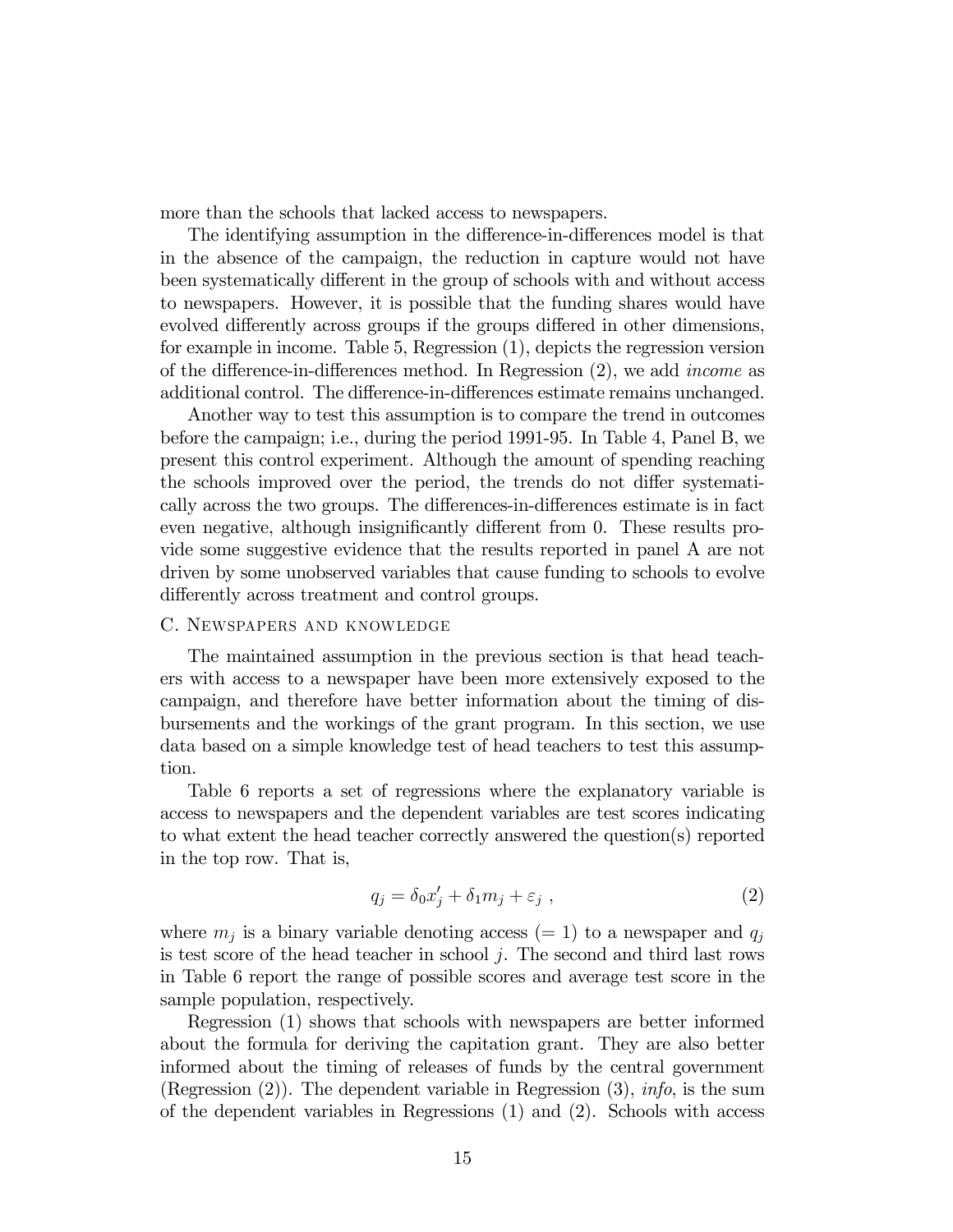more than the schools that lacked access to newspapers.

The identifying assumption in the difference-in-differences model is that in the absence of the campaign, the reduction in capture would not have been systematically different in the group of schools with and without access to newspapers. However, it is possible that the funding shares would have evolved differently across groups if the groups differed in other dimensions, for example in income. Table 5, Regression (1), depicts the regression version of the difference-in-differences method. In Regression (2), we add *income* as additional control. The difference-in-differences estimate remains unchanged.

Another way to test this assumption is to compare the trend in outcomes before the campaign; i.e., during the period 1991-95. In Table 4, Panel B, we present this control experiment. Although the amount of spending reaching the schools improved over the period, the trends do not differ systematically across the two groups. The differences-in-differences estimate is in fact even negative, although insignificantly different from 0. These results provide some suggestive evidence that the results reported in panel A are not driven by some unobserved variables that cause funding to schools to evolve differently across treatment and control groups.

### C. Newspapers and knowledge

The maintained assumption in the previous section is that head teachers with access to a newspaper have been more extensively exposed to the campaign, and therefore have better information about the timing of disbursements and the workings of the grant program. In this section, we use data based on a simple knowledge test of head teachers to test this assumption.

Table 6 reports a set of regressions where the explanatory variable is access to newspapers and the dependent variables are test scores indicating to what extent the head teacher correctly answered the question(s) reported in the top row. That is,

$$q_j = \delta_0 x_j' + \delta_1 m_j + \varepsilon_j \ , \tag{2}$$

where $m_j$ is a binary variable denoting access (= 1) to a newspaper and $q_j$ is test score of the head teacher in school $j$. The second and third last rows in Table 6 report the range of possible scores and average test score in the sample population, respectively.

Regression (1) shows that schools with newspapers are better informed about the formula for deriving the capitation grant. They are also better informed about the timing of releases of funds by the central government (Regression (2)). The dependent variable in Regression (3), *info*, is the sum of the dependent variables in Regressions (1) and (2). Schools with access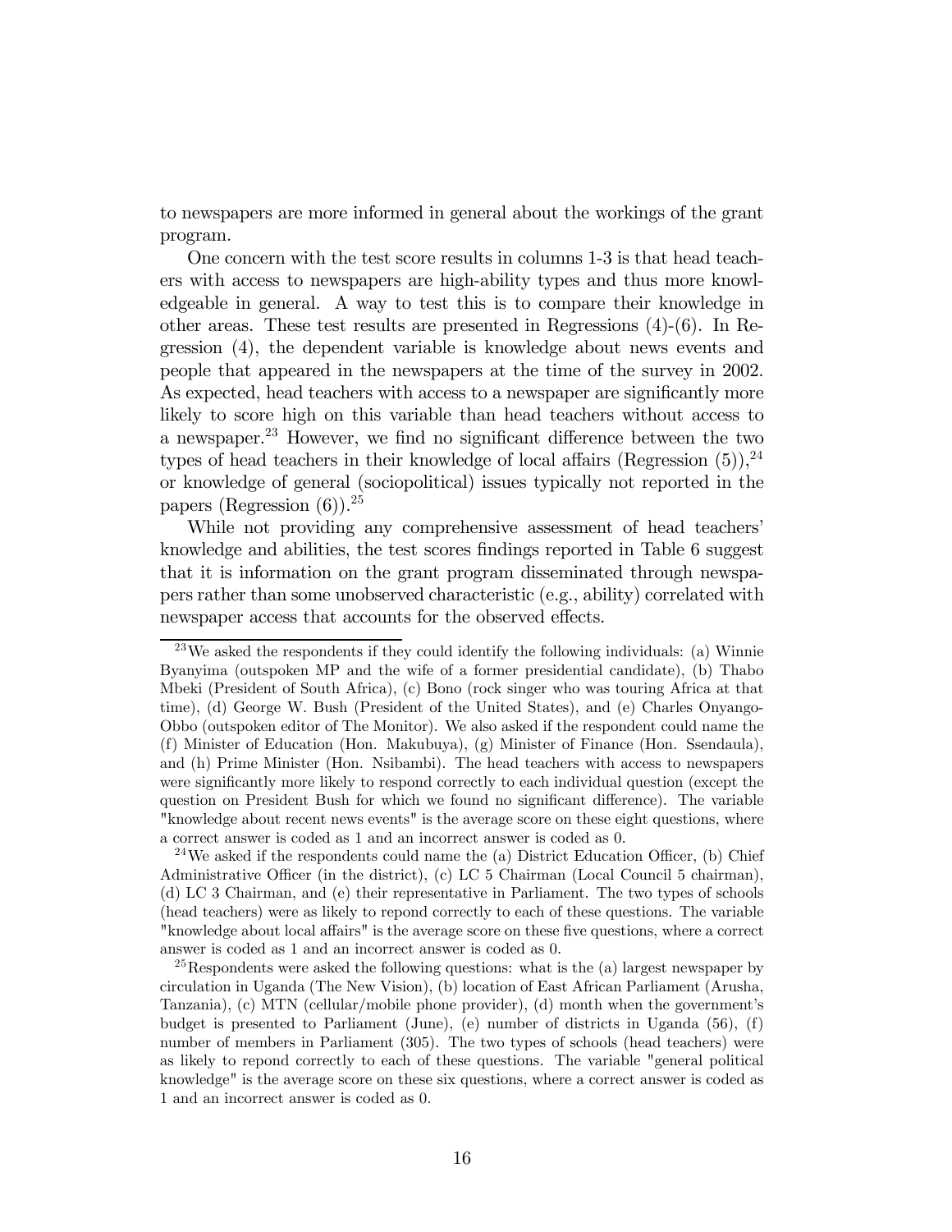to newspapers are more informed in general about the workings of the grant program.

One concern with the test score results in columns 1-3 is that head teachers with access to newspapers are high-ability types and thus more knowledgeable in general. A way to test this is to compare their knowledge in other areas. These test results are presented in Regressions (4)-(6). In Regression (4), the dependent variable is knowledge about news events and people that appeared in the newspapers at the time of the survey in 2002. As expected, head teachers with access to a newspaper are significantly more likely to score high on this variable than head teachers without access to a newspaper.[23] However, we find no significant difference between the two types of head teachers in their knowledge of local affairs (Regression (5)),[24] or knowledge of general (sociopolitical) issues typically not reported in the papers (Regression (6)).[25]

While not providing any comprehensive assessment of head teachers' knowledge and abilities, the test scores findings reported in Table 6 suggest that it is information on the grant program disseminated through newspapers rather than some unobserved characteristic (e.g., ability) correlated with newspaper access that accounts for the observed effects.

[23] We asked the respondents if they could identify the following individuals: (a) Winnie Byanyima (outspoken MP and the wife of a former presidential candidate), (b) Thabo Mbeki (President of South Africa), (c) Bono (rock singer who was touring Africa at that time), (d) George W. Bush (President of the United States), and (e) Charles Onyango-Obbo (outspoken editor of The Monitor). We also asked if the respondent could name the (f) Minister of Education (Hon. Makubuya), (g) Minister of Finance (Hon. Ssendaula), and (h) Prime Minister (Hon. Nsibambi). The head teachers with access to newspapers were significantly more likely to respond correctly to each individual question (except the question on President Bush for which we found no significant difference). The variable "knowledge about recent news events" is the average score on these eight questions, where a correct answer is coded as 1 and an incorrect answer is coded as 0.

[24] We asked if the respondents could name the (a) District Education Officer, (b) Chief Administrative Officer (in the district), (c) LC 5 Chairman (Local Council 5 chairman), (d) LC 3 Chairman, and (e) their representative in Parliament. The two types of schools (head teachers) were as likely to repond correctly to each of these questions. The variable "knowledge about local affairs" is the average score on these five questions, where a correct answer is coded as 1 and an incorrect answer is coded as 0.

[25] Respondents were asked the following questions: what is the (a) largest newspaper by circulation in Uganda (The New Vision), (b) location of East African Parliament (Arusha, Tanzania), (c) MTN (cellular/mobile phone provider), (d) month when the government's budget is presented to Parliament (June), (e) number of districts in Uganda (56), (f) number of members in Parliament (305). The two types of schools (head teachers) were as likely to repond correctly to each of these questions. The variable "general political knowledge" is the average score on these six questions, where a correct answer is coded as 1 and an incorrect answer is coded as 0.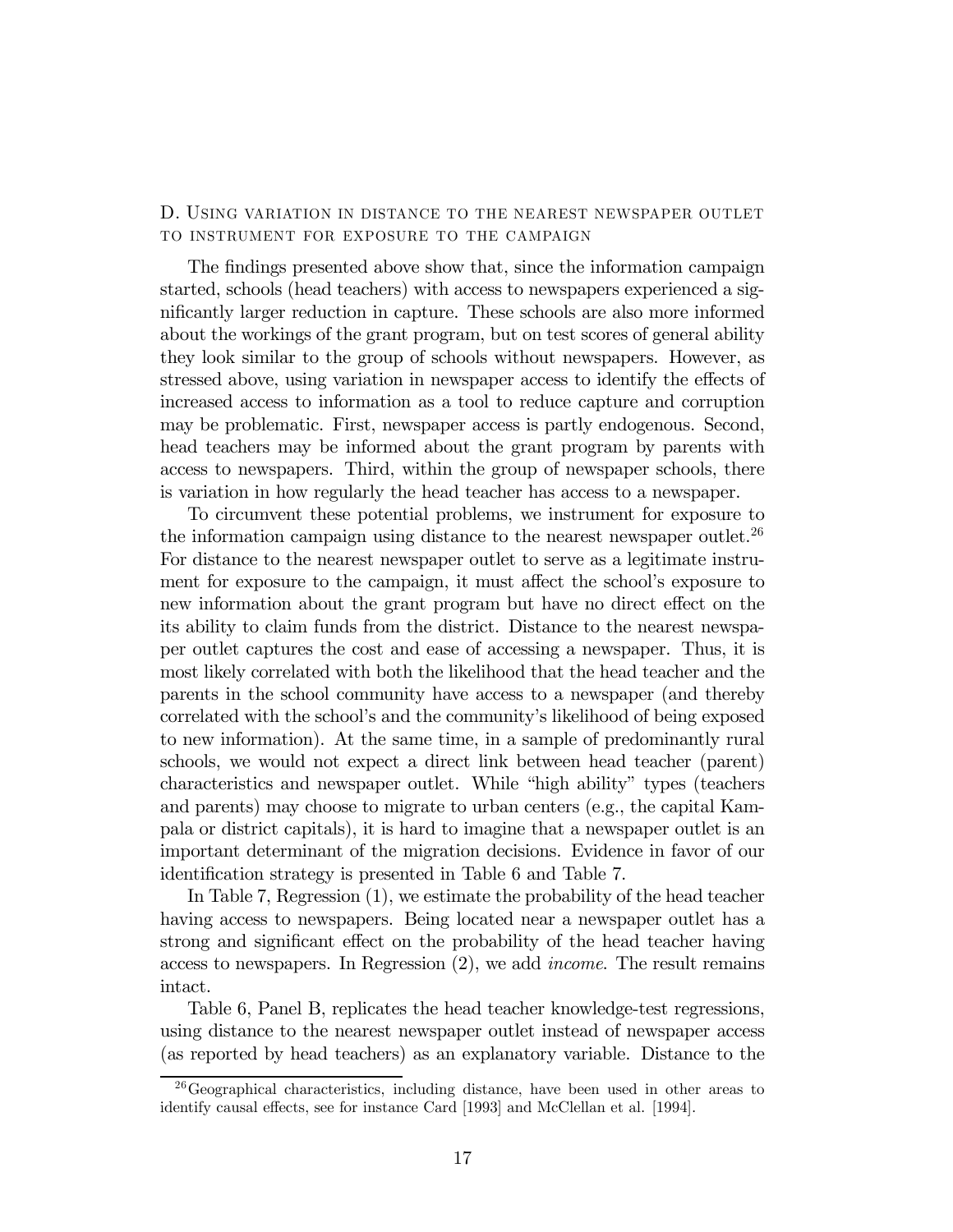### D. Using variation in distance to the nearest newspaper outlet to instrument for exposure to the campaign

The findings presented above show that, since the information campaign started, schools (head teachers) with access to newspapers experienced a significantly larger reduction in capture. These schools are also more informed about the workings of the grant program, but on test scores of general ability they look similar to the group of schools without newspapers. However, as stressed above, using variation in newspaper access to identify the effects of increased access to information as a tool to reduce capture and corruption may be problematic. First, newspaper access is partly endogenous. Second, head teachers may be informed about the grant program by parents with access to newspapers. Third, within the group of newspaper schools, there is variation in how regularly the head teacher has access to a newspaper.

To circumvent these potential problems, we instrument for exposure to the information campaign using distance to the nearest newspaper outlet.[26] For distance to the nearest newspaper outlet to serve as a legitimate instrument for exposure to the campaign, it must affect the school's exposure to new information about the grant program but have no direct effect on the its ability to claim funds from the district. Distance to the nearest newspaper outlet captures the cost and ease of accessing a newspaper. Thus, it is most likely correlated with both the likelihood that the head teacher and the parents in the school community have access to a newspaper (and thereby correlated with the school's and the community's likelihood of being exposed to new information). At the same time, in a sample of predominantly rural schools, we would not expect a direct link between head teacher (parent) characteristics and newspaper outlet. While "high ability" types (teachers and parents) may choose to migrate to urban centers (e.g., the capital Kampala or district capitals), it is hard to imagine that a newspaper outlet is an important determinant of the migration decisions. Evidence in favor of our identification strategy is presented in Table 6 and Table 7.

In Table 7, Regression (1), we estimate the probability of the head teacher having access to newspapers. Being located near a newspaper outlet has a strong and significant effect on the probability of the head teacher having access to newspapers. In Regression (2), we add *income*. The result remains intact.

Table 6, Panel B, replicates the head teacher knowledge-test regressions, using distance to the nearest newspaper outlet instead of newspaper access (as reported by head teachers) as an explanatory variable. Distance to the

[26] Geographical characteristics, including distance, have been used in other areas to identify causal effects, see for instance Card [1993] and McClellan et al. [1994].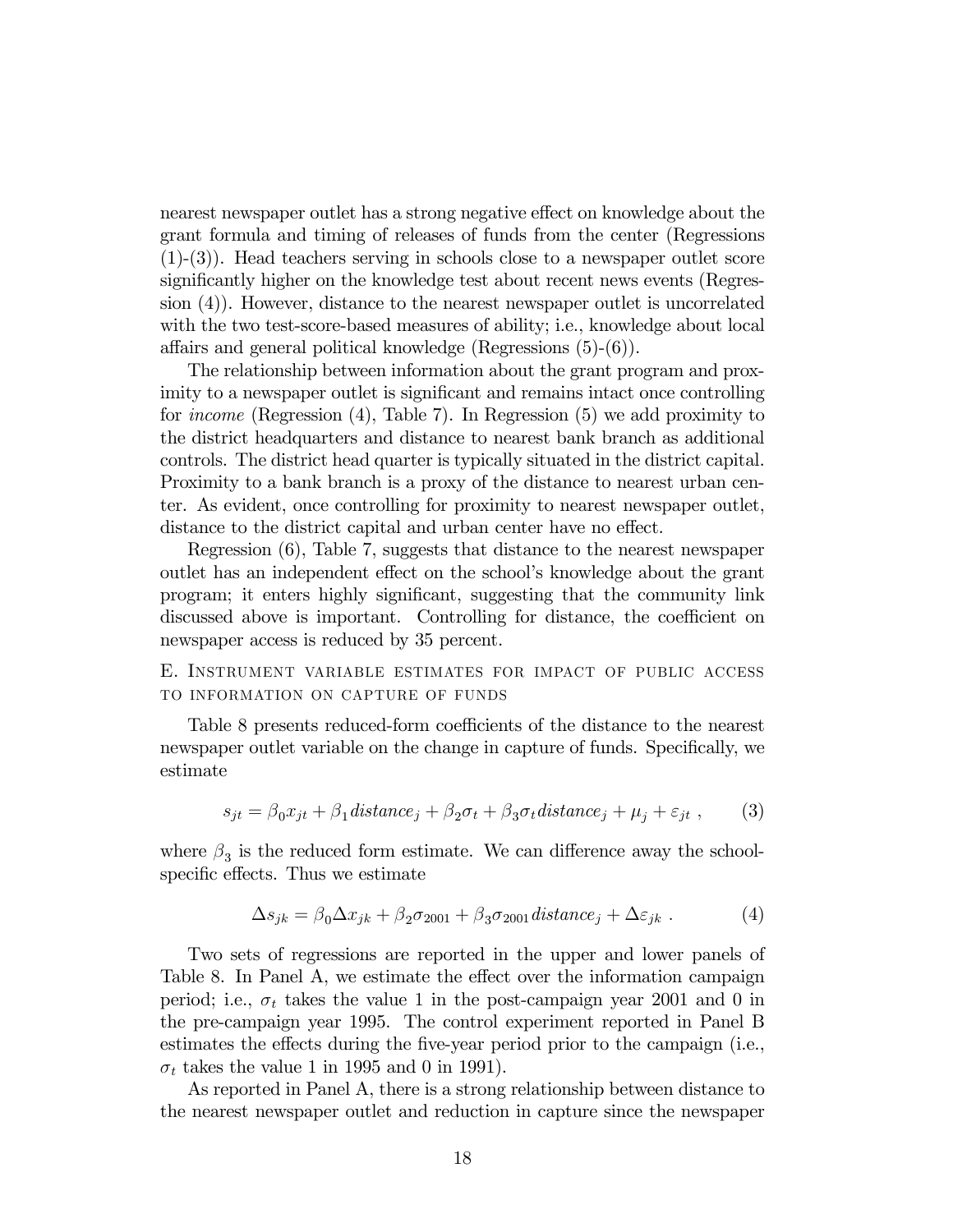nearest newspaper outlet has a strong negative effect on knowledge about the grant formula and timing of releases of funds from the center (Regressions (1)-(3)). Head teachers serving in schools close to a newspaper outlet score significantly higher on the knowledge test about recent news events (Regression (4)). However, distance to the nearest newspaper outlet is uncorrelated with the two test-score-based measures of ability; i.e., knowledge about local affairs and general political knowledge (Regressions (5)-(6)).

The relationship between information about the grant program and proximity to a newspaper outlet is significant and remains intact once controlling for *income* (Regression (4), Table 7). In Regression (5) we add proximity to the district headquarters and distance to nearest bank branch as additional controls. The district head quarter is typically situated in the district capital. Proximity to a bank branch is a proxy of the distance to nearest urban center. As evident, once controlling for proximity to nearest newspaper outlet, distance to the district capital and urban center have no effect.

Regression (6), Table 7, suggests that distance to the nearest newspaper outlet has an independent effect on the school's knowledge about the grant program; it enters highly significant, suggesting that the community link discussed above is important. Controlling for distance, the coefficient on newspaper access is reduced by 35 percent.

### E. Instrument variable estimates for impact of public access to information on capture of funds

Table 8 presents reduced-form coefficients of the distance to the nearest newspaper outlet variable on the change in capture of funds. Specifically, we estimate

$$s_{jt} = \beta_0 x_{jt} + \beta_1 distance_j + \beta_2 \sigma_t + \beta_3 \sigma_t distance_j + \mu_j + \varepsilon_{jt} \ , \qquad (3)$$

where $\beta_3$ is the reduced form estimate. We can difference away the school-specific effects. Thus we estimate

$$\Delta s_{jk} = \beta_0 \Delta x_{jk} + \beta_2 \sigma_{2001} + \beta_3 \sigma_{2001} distance_j + \Delta\varepsilon_{jk} \ . \qquad (4)$$

Two sets of regressions are reported in the upper and lower panels of Table 8. In Panel A, we estimate the effect over the information campaign period; i.e., $\sigma_t$ takes the value 1 in the post-campaign year 2001 and 0 in the pre-campaign year 1995. The control experiment reported in Panel B estimates the effects during the five-year period prior to the campaign (i.e., $\sigma_t$ takes the value 1 in 1995 and 0 in 1991).

As reported in Panel A, there is a strong relationship between distance to the nearest newspaper outlet and reduction in capture since the newspaper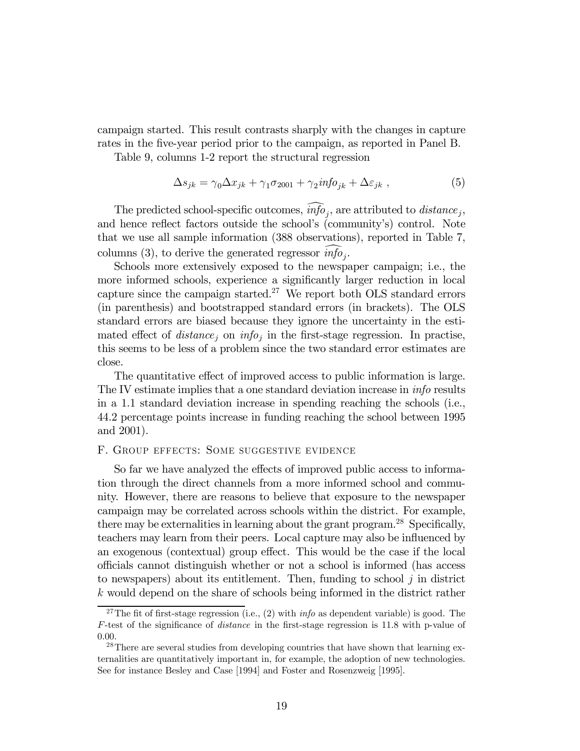campaign started. This result contrasts sharply with the changes in capture rates in the five-year period prior to the campaign, as reported in Panel B.

Table 9, columns 1-2 report the structural regression

$$\Delta s_{jk} = \gamma_0 \Delta x_{jk} + \gamma_1 \sigma_{2001} + \gamma_2 info_{jk} + \Delta \varepsilon_{jk} \ , \tag{5}$$

The predicted school-specific outcomes, $\widehat{info}_j$, are attributed to $distance_j$, and hence reflect factors outside the school's (community's) control. Note that we use all sample information (388 observations), reported in Table 7, columns (3), to derive the generated regressor $\widehat{info}_j$.

Schools more extensively exposed to the newspaper campaign; i.e., the more informed schools, experience a significantly larger reduction in local capture since the campaign started.[27] We report both OLS standard errors (in parenthesis) and bootstrapped standard errors (in brackets). The OLS standard errors are biased because they ignore the uncertainty in the estimated effect of $distance_j$ on $info_j$ in the first-stage regression. In practise, this seems to be less of a problem since the two standard error estimates are close.

The quantitative effect of improved access to public information is large. The IV estimate implies that a one standard deviation increase in *info* results in a 1.1 standard deviation increase in spending reaching the schools (i.e., 44.2 percentage points increase in funding reaching the school between 1995 and 2001).

### F. Group effects: Some suggestive evidence

So far we have analyzed the effects of improved public access to information through the direct channels from a more informed school and community. However, there are reasons to believe that exposure to the newspaper campaign may be correlated across schools within the district. For example, there may be externalities in learning about the grant program.[28] Specifically, teachers may learn from their peers. Local capture may also be influenced by an exogenous (contextual) group effect. This would be the case if the local officials cannot distinguish whether or not a school is informed (has access to newspapers) about its entitlement. Then, funding to school $j$ in district $k$ would depend on the share of schools being informed in the district rather

[27] The fit of first-stage regression (i.e., (2) with *info* as dependent variable) is good. The $F$-test of the significance of *distance* in the first-stage regression is 11.8 with p-value of 0.00.

[28] There are several studies from developing countries that have shown that learning externalities are quantitatively important in, for example, the adoption of new technologies. See for instance Besley and Case [1994] and Foster and Rosenzweig [1995].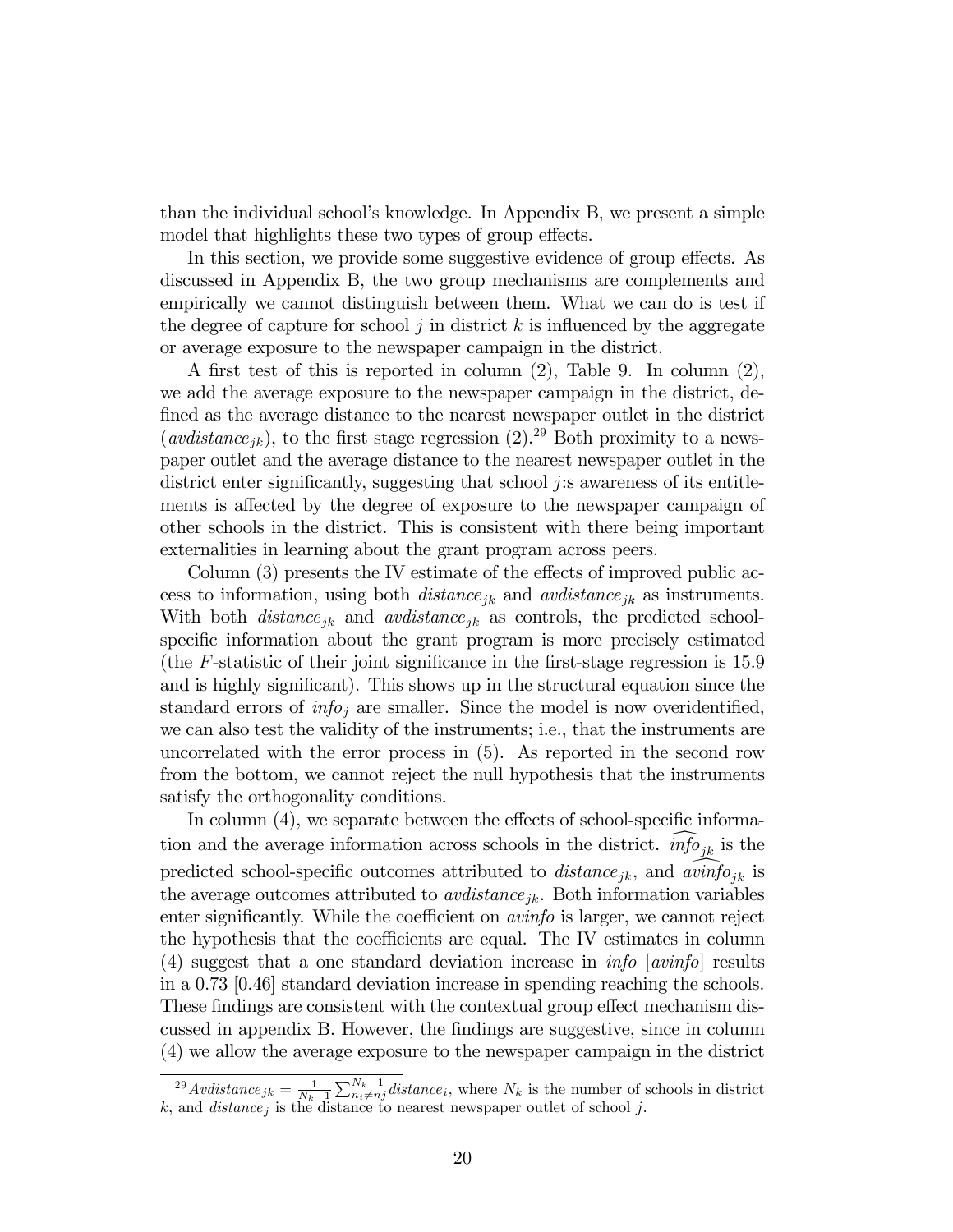than the individual school's knowledge. In Appendix B, we present a simple model that highlights these two types of group effects.

In this section, we provide some suggestive evidence of group effects. As discussed in Appendix B, the two group mechanisms are complements and empirically we cannot distinguish between them. What we can do is test if the degree of capture for school $j$ in district $k$ is influenced by the aggregate or average exposure to the newspaper campaign in the district.

A first test of this is reported in column (2), Table 9. In column (2), we add the average exposure to the newspaper campaign in the district, defined as the average distance to the nearest newspaper outlet in the district ($avdistance_{jk}$), to the first stage regression (2).[29] Both proximity to a newspaper outlet and the average distance to the nearest newspaper outlet in the district enter significantly, suggesting that school $j$:s awareness of its entitlements is affected by the degree of exposure to the newspaper campaign of other schools in the district. This is consistent with there being important externalities in learning about the grant program across peers.

Column (3) presents the IV estimate of the effects of improved public access to information, using both $distance_{jk}$ and $avdistance_{jk}$ as instruments. With both $distance_{jk}$ and $avdistance_{jk}$ as controls, the predicted school-specific information about the grant program is more precisely estimated (the $F$-statistic of their joint significance in the first-stage regression is 15.9 and is highly significant). This shows up in the structural equation since the standard errors of $info_j$ are smaller. Since the model is now overidentified, we can also test the validity of the instruments; i.e., that the instruments are uncorrelated with the error process in (5). As reported in the second row from the bottom, we cannot reject the null hypothesis that the instruments satisfy the orthogonality conditions.

In column (4), we separate between the effects of school-specific information and the average information across schools in the district. $\widehat{info}_{jk}$ is the predicted school-specific outcomes attributed to $distance_{jk}$, and $\widehat{avinfo}_{jk}$ is the average outcomes attributed to $avdistance_{jk}$. Both information variables enter significantly. While the coefficient on *avinfo* is larger, we cannot reject the hypothesis that the coefficients are equal. The IV estimates in column (4) suggest that a one standard deviation increase in *info* [*avinfo*] results in a 0.73 [0.46] standard deviation increase in spending reaching the schools. These findings are consistent with the contextual group effect mechanism discussed in appendix B. However, the findings are suggestive, since in column (4) we allow the average exposure to the newspaper campaign in the district

[29] $Avdistance_{jk} = \frac{1}{N_k - 1} \sum_{n_i \neq n_j}^{N_k - 1} distance_i$, where $N_k$ is the number of schools in district $k$, and $distance_j$ is the distance to nearest newspaper outlet of school $j$.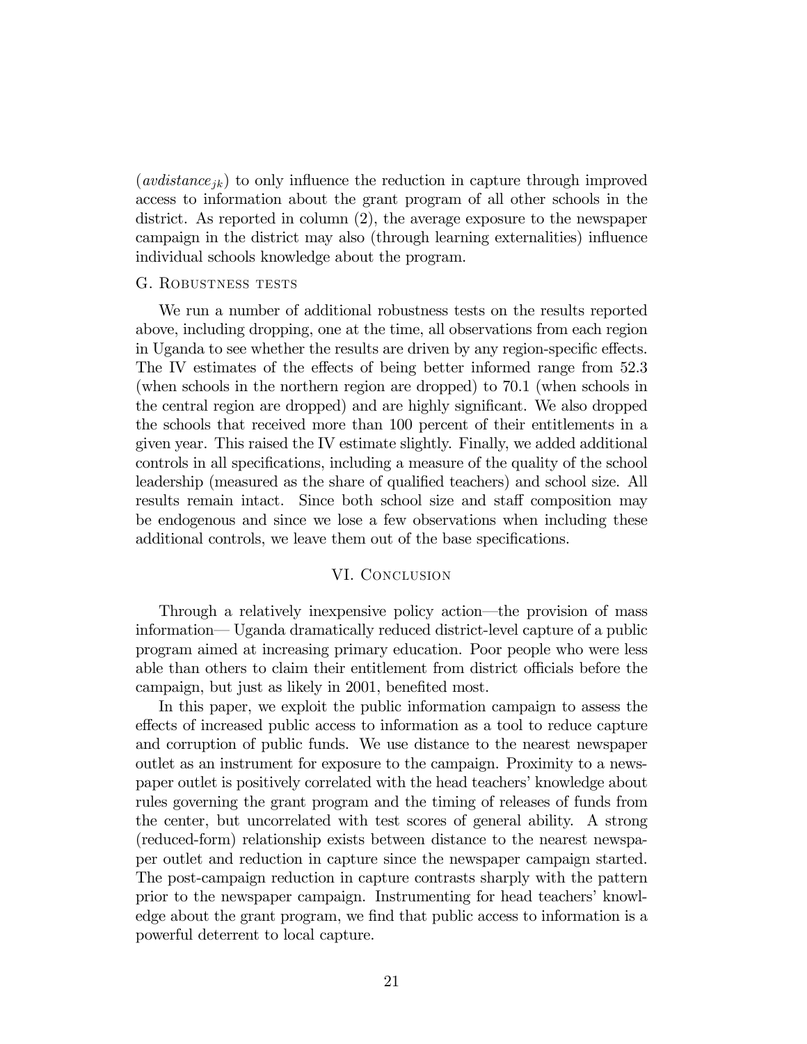($avdistance_{jk}$) to only influence the reduction in capture through improved access to information about the grant program of all other schools in the district. As reported in column (2), the average exposure to the newspaper campaign in the district may also (through learning externalities) influence individual schools knowledge about the program.

### G. Robustness tests

We run a number of additional robustness tests on the results reported above, including dropping, one at the time, all observations from each region in Uganda to see whether the results are driven by any region-specific effects. The IV estimates of the effects of being better informed range from 52.3 (when schools in the northern region are dropped) to 70.1 (when schools in the central region are dropped) and are highly significant. We also dropped the schools that received more than 100 percent of their entitlements in a given year. This raised the IV estimate slightly. Finally, we added additional controls in all specifications, including a measure of the quality of the school leadership (measured as the share of qualified teachers) and school size. All results remain intact. Since both school size and staff composition may be endogenous and since we lose a few observations when including these additional controls, we leave them out of the base specifications.

## VI. Conclusion

Through a relatively inexpensive policy action—the provision of mass information— Uganda dramatically reduced district-level capture of a public program aimed at increasing primary education. Poor people who were less able than others to claim their entitlement from district officials before the campaign, but just as likely in 2001, benefited most.

In this paper, we exploit the public information campaign to assess the effects of increased public access to information as a tool to reduce capture and corruption of public funds. We use distance to the nearest newspaper outlet as an instrument for exposure to the campaign. Proximity to a newspaper outlet is positively correlated with the head teachers' knowledge about rules governing the grant program and the timing of releases of funds from the center, but uncorrelated with test scores of general ability. A strong (reduced-form) relationship exists between distance to the nearest newspaper outlet and reduction in capture since the newspaper campaign started. The post-campaign reduction in capture contrasts sharply with the pattern prior to the newspaper campaign. Instrumenting for head teachers' knowledge about the grant program, we find that public access to information is a powerful deterrent to local capture.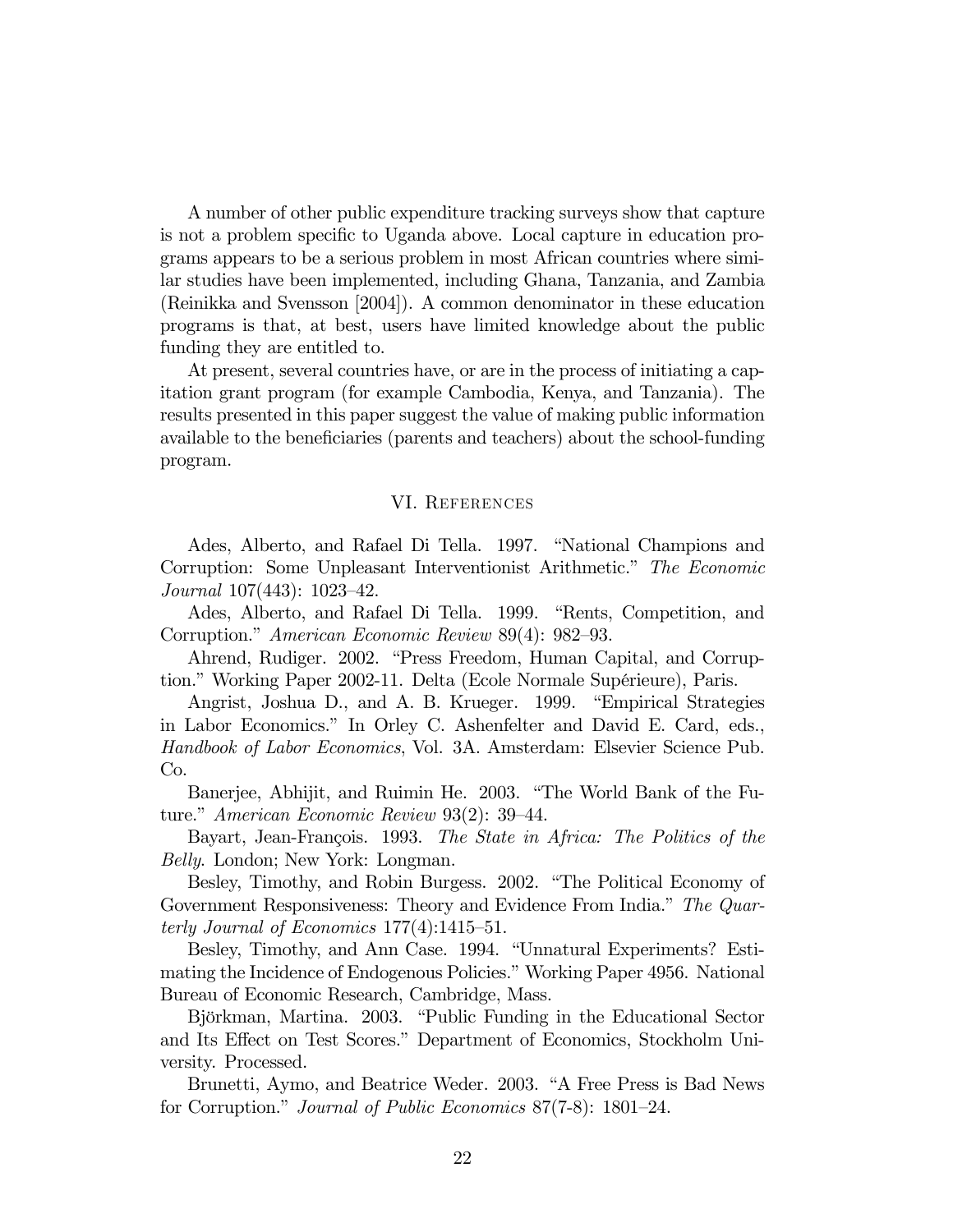A number of other public expenditure tracking surveys show that capture is not a problem specific to Uganda above. Local capture in education programs appears to be a serious problem in most African countries where similar studies have been implemented, including Ghana, Tanzania, and Zambia (Reinikka and Svensson [2004]). A common denominator in these education programs is that, at best, users have limited knowledge about the public funding they are entitled to.

At present, several countries have, or are in the process of initiating a capitation grant program (for example Cambodia, Kenya, and Tanzania). The results presented in this paper suggest the value of making public information available to the beneficiaries (parents and teachers) about the school-funding program.

## VI. References

Ades, Alberto, and Rafael Di Tella. 1997. "National Champions and Corruption: Some Unpleasant Interventionist Arithmetic." *The Economic Journal* 107(443): 1023–42.

Ades, Alberto, and Rafael Di Tella. 1999. "Rents, Competition, and Corruption." *American Economic Review* 89(4): 982–93.

Ahrend, Rudiger. 2002. "Press Freedom, Human Capital, and Corruption." Working Paper 2002-11. Delta (Ecole Normale Supérieure), Paris.

Angrist, Joshua D., and A. B. Krueger. 1999. "Empirical Strategies in Labor Economics." In Orley C. Ashenfelter and David E. Card, eds., *Handbook of Labor Economics*, Vol. 3A. Amsterdam: Elsevier Science Pub. Co.

Banerjee, Abhijit, and Ruimin He. 2003. "The World Bank of the Future." *American Economic Review* 93(2): 39–44.

Bayart, Jean-François. 1993. *The State in Africa: The Politics of the Belly*. London; New York: Longman.

Besley, Timothy, and Robin Burgess. 2002. "The Political Economy of Government Responsiveness: Theory and Evidence From India." *The Quarterly Journal of Economics* 177(4):1415–51.

Besley, Timothy, and Ann Case. 1994. "Unnatural Experiments? Estimating the Incidence of Endogenous Policies." Working Paper 4956. National Bureau of Economic Research, Cambridge, Mass.

Björkman, Martina. 2003. "Public Funding in the Educational Sector and Its Effect on Test Scores." Department of Economics, Stockholm University. Processed.

Brunetti, Aymo, and Beatrice Weder. 2003. "A Free Press is Bad News for Corruption." *Journal of Public Economics* 87(7-8): 1801–24.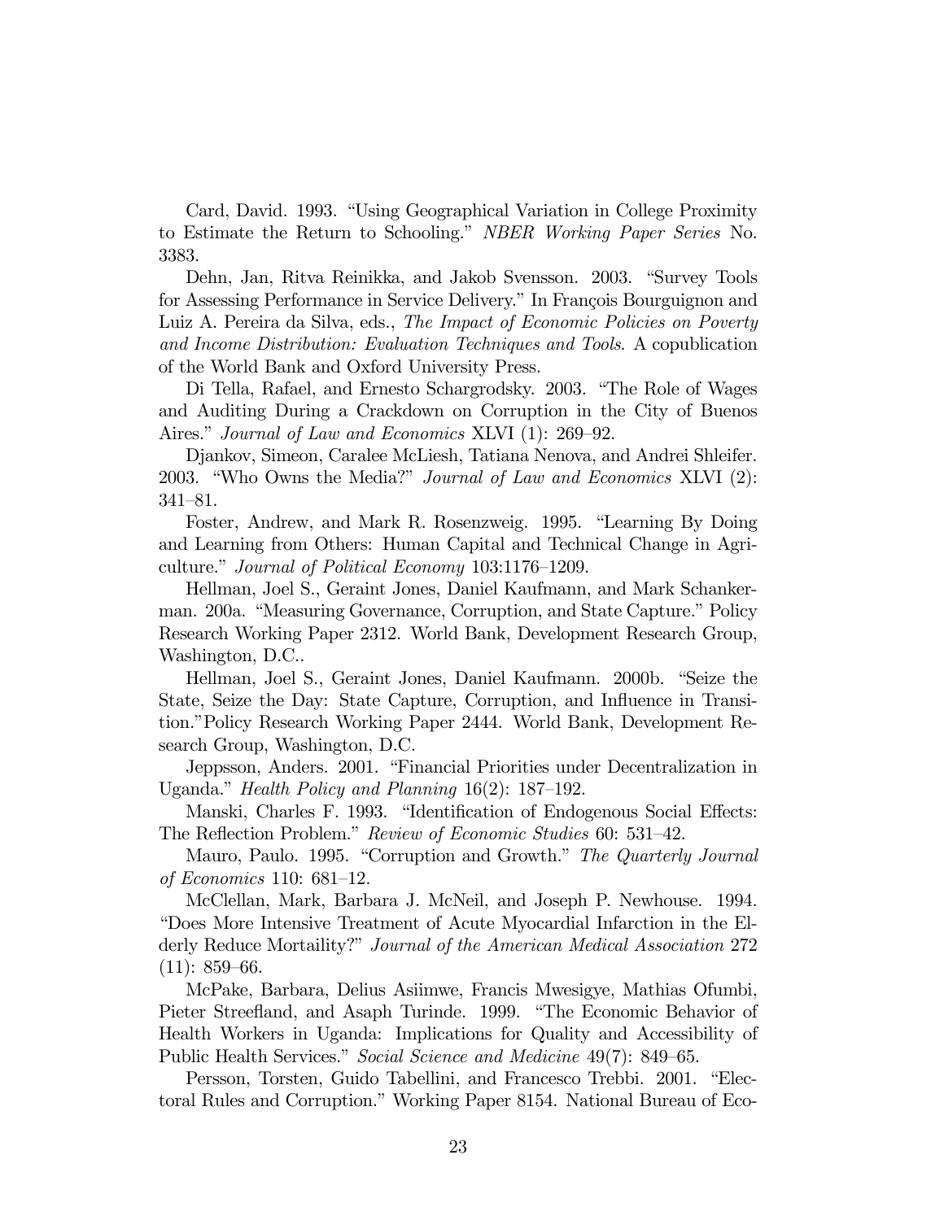Card, David. 1993. "Using Geographical Variation in College Proximity to Estimate the Return to Schooling." *NBER Working Paper Series* No. 3383.

Dehn, Jan, Ritva Reinikka, and Jakob Svensson. 2003. "Survey Tools for Assessing Performance in Service Delivery." In François Bourguignon and Luiz A. Pereira da Silva, eds., *The Impact of Economic Policies on Poverty and Income Distribution: Evaluation Techniques and Tools.* A copublication of the World Bank and Oxford University Press.

Di Tella, Rafael, and Ernesto Schargrodsky. 2003. "The Role of Wages and Auditing During a Crackdown on Corruption in the City of Buenos Aires." *Journal of Law and Economics* XLVI (1): 269–92.

Djankov, Simeon, Caralee McLiesh, Tatiana Nenova, and Andrei Shleifer. 2003. "Who Owns the Media?" *Journal of Law and Economics* XLVI (2): 341–81.

Foster, Andrew, and Mark R. Rosenzweig. 1995. "Learning By Doing and Learning from Others: Human Capital and Technical Change in Agriculture." *Journal of Political Economy* 103:1176–1209.

Hellman, Joel S., Geraint Jones, Daniel Kaufmann, and Mark Schankerman. 200a. "Measuring Governance, Corruption, and State Capture." Policy Research Working Paper 2312. World Bank, Development Research Group, Washington, D.C..

Hellman, Joel S., Geraint Jones, Daniel Kaufmann. 2000b. "Seize the State, Seize the Day: State Capture, Corruption, and Influence in Transition."Policy Research Working Paper 2444. World Bank, Development Research Group, Washington, D.C.

Jeppsson, Anders. 2001. "Financial Priorities under Decentralization in Uganda." *Health Policy and Planning* 16(2): 187–192.

Manski, Charles F. 1993. "Identification of Endogenous Social Effects: The Reflection Problem." *Review of Economic Studies* 60: 531–42.

Mauro, Paulo. 1995. "Corruption and Growth." *The Quarterly Journal of Economics* 110: 681–12.

McClellan, Mark, Barbara J. McNeil, and Joseph P. Newhouse. 1994. "Does More Intensive Treatment of Acute Myocardial Infarction in the Elderly Reduce Mortaility?" *Journal of the American Medical Association* 272 (11): 859–66.

McPake, Barbara, Delius Asiimwe, Francis Mwesigye, Mathias Ofumbi, Pieter Streefland, and Asaph Turinde. 1999. "The Economic Behavior of Health Workers in Uganda: Implications for Quality and Accessibility of Public Health Services." *Social Science and Medicine* 49(7): 849–65.

Persson, Torsten, Guido Tabellini, and Francesco Trebbi. 2001. "Electoral Rules and Corruption." Working Paper 8154. National Bureau of Eco-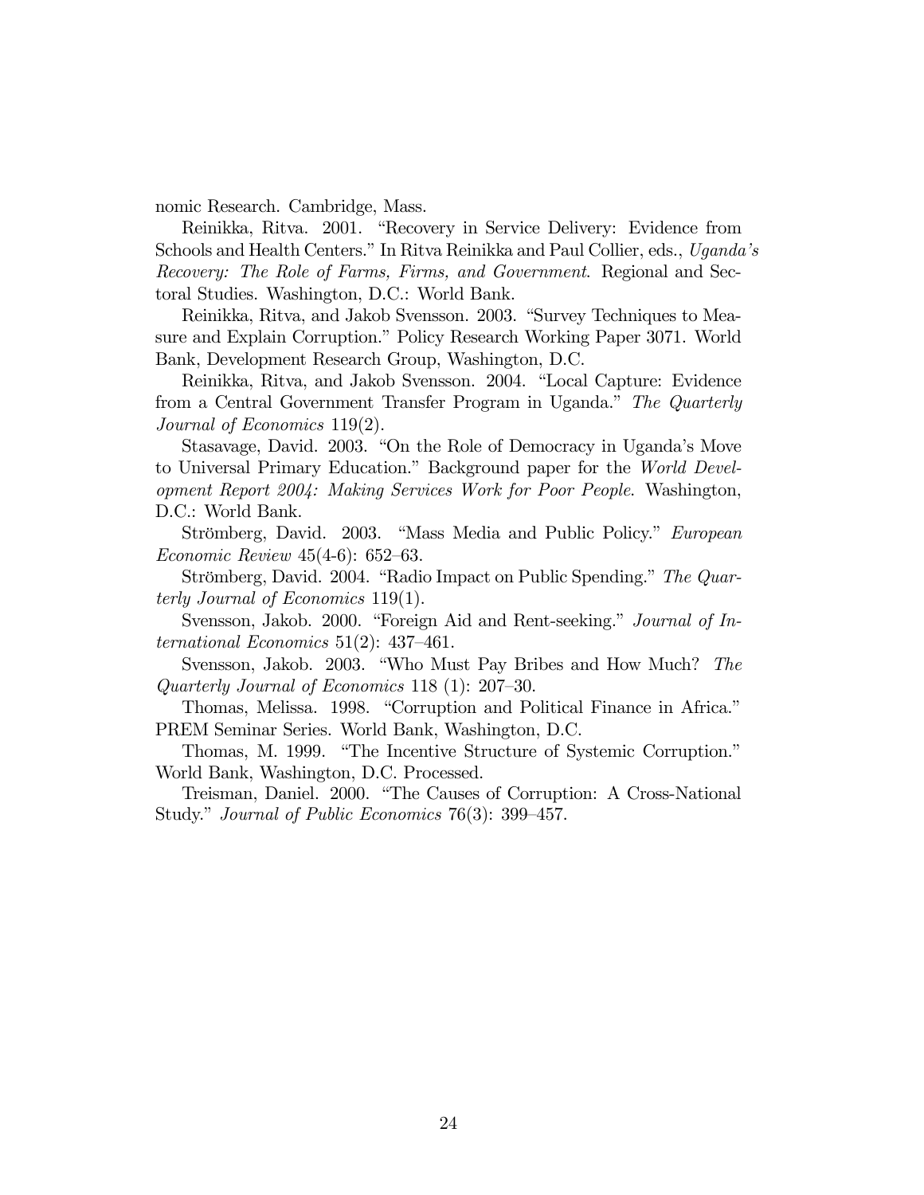nomic Research. Cambridge, Mass.

Reinikka, Ritva. 2001. "Recovery in Service Delivery: Evidence from Schools and Health Centers." In Ritva Reinikka and Paul Collier, eds., *Uganda's Recovery: The Role of Farms, Firms, and Government*. Regional and Sectoral Studies. Washington, D.C.: World Bank.

Reinikka, Ritva, and Jakob Svensson. 2003. "Survey Techniques to Measure and Explain Corruption." Policy Research Working Paper 3071. World Bank, Development Research Group, Washington, D.C.

Reinikka, Ritva, and Jakob Svensson. 2004. "Local Capture: Evidence from a Central Government Transfer Program in Uganda." *The Quarterly Journal of Economics* 119(2).

Stasavage, David. 2003. "On the Role of Democracy in Uganda's Move to Universal Primary Education." Background paper for the *World Development Report 2004: Making Services Work for Poor People*. Washington, D.C.: World Bank.

Strömberg, David. 2003. "Mass Media and Public Policy." *European Economic Review* 45(4-6): 652–63.

Strömberg, David. 2004. "Radio Impact on Public Spending." *The Quarterly Journal of Economics* 119(1).

Svensson, Jakob. 2000. "Foreign Aid and Rent-seeking." *Journal of International Economics* 51(2): 437–461.

Svensson, Jakob. 2003. "Who Must Pay Bribes and How Much? *The Quarterly Journal of Economics* 118 (1): 207–30.

Thomas, Melissa. 1998. "Corruption and Political Finance in Africa." PREM Seminar Series. World Bank, Washington, D.C.

Thomas, M. 1999. "The Incentive Structure of Systemic Corruption." World Bank, Washington, D.C. Processed.

Treisman, Daniel. 2000. "The Causes of Corruption: A Cross-National Study." *Journal of Public Economics* 76(3): 399–457.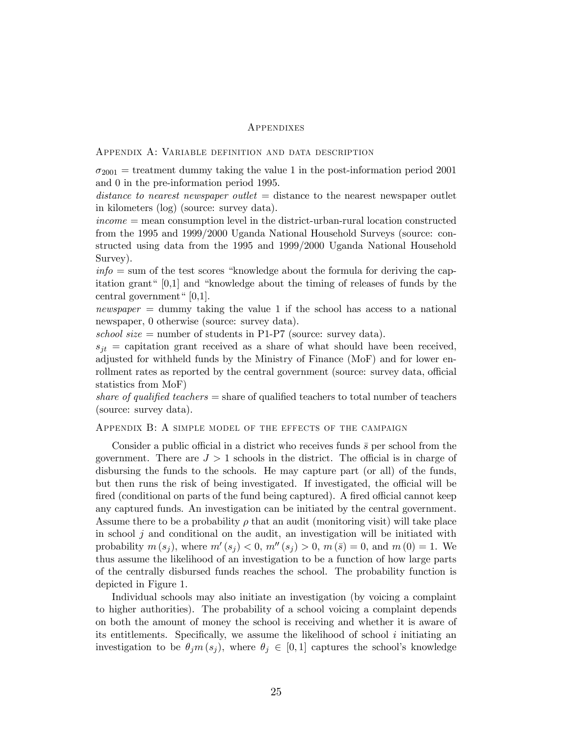# Appendixes

## Appendix A: Variable definition and data description

$\sigma_{2001}$ = treatment dummy taking the value 1 in the post-information period 2001 and 0 in the pre-information period 1995.

*distance to nearest newspaper outlet* = distance to the nearest newspaper outlet in kilometers (log) (source: survey data).

*income* = mean consumption level in the district-urban-rural location constructed from the 1995 and 1999/2000 Uganda National Household Surveys (source: constructed using data from the 1995 and 1999/2000 Uganda National Household Survey).

*info* = sum of the test scores "knowledge about the formula for deriving the capitation grant" [0,1] and "knowledge about the timing of releases of funds by the central government" [0,1].

*newspaper* = dummy taking the value 1 if the school has access to a national newspaper, 0 otherwise (source: survey data).

*school size* = number of students in P1-P7 (source: survey data).

$s_{jt}$ = capitation grant received as a share of what should have been received, adjusted for withheld funds by the Ministry of Finance (MoF) and for lower enrollment rates as reported by the central government (source: survey data, official statistics from MoF)

*share of qualified teachers* = share of qualified teachers to total number of teachers (source: survey data).

## Appendix B: A simple model of the effects of the campaign

Consider a public official in a district who receives funds $\bar{s}$ per school from the government. There are $J > 1$ schools in the district. The official is in charge of disbursing the funds to the schools. He may capture part (or all) of the funds, but then runs the risk of being investigated. If investigated, the official will be fired (conditional on parts of the fund being captured). A fired official cannot keep any captured funds. An investigation can be initiated by the central government. Assume there to be a probability $\rho$ that an audit (monitoring visit) will take place in school $j$ and conditional on the audit, an investigation will be initiated with probability $m(s_j)$, where $m'(s_j) < 0$, $m''(s_j) > 0$, $m(\bar{s}) = 0$, and $m(0) = 1$. We thus assume the likelihood of an investigation to be a function of how large parts of the centrally disbursed funds reaches the school. The probability function is depicted in Figure 1.

Individual schools may also initiate an investigation (by voicing a complaint to higher authorities). The probability of a school voicing a complaint depends on both the amount of money the school is receiving and whether it is aware of its entitlements. Specifically, we assume the likelihood of school $i$ initiating an investigation to be $\theta_j m(s_j)$, where $\theta_j \in [0, 1]$ captures the school's knowledge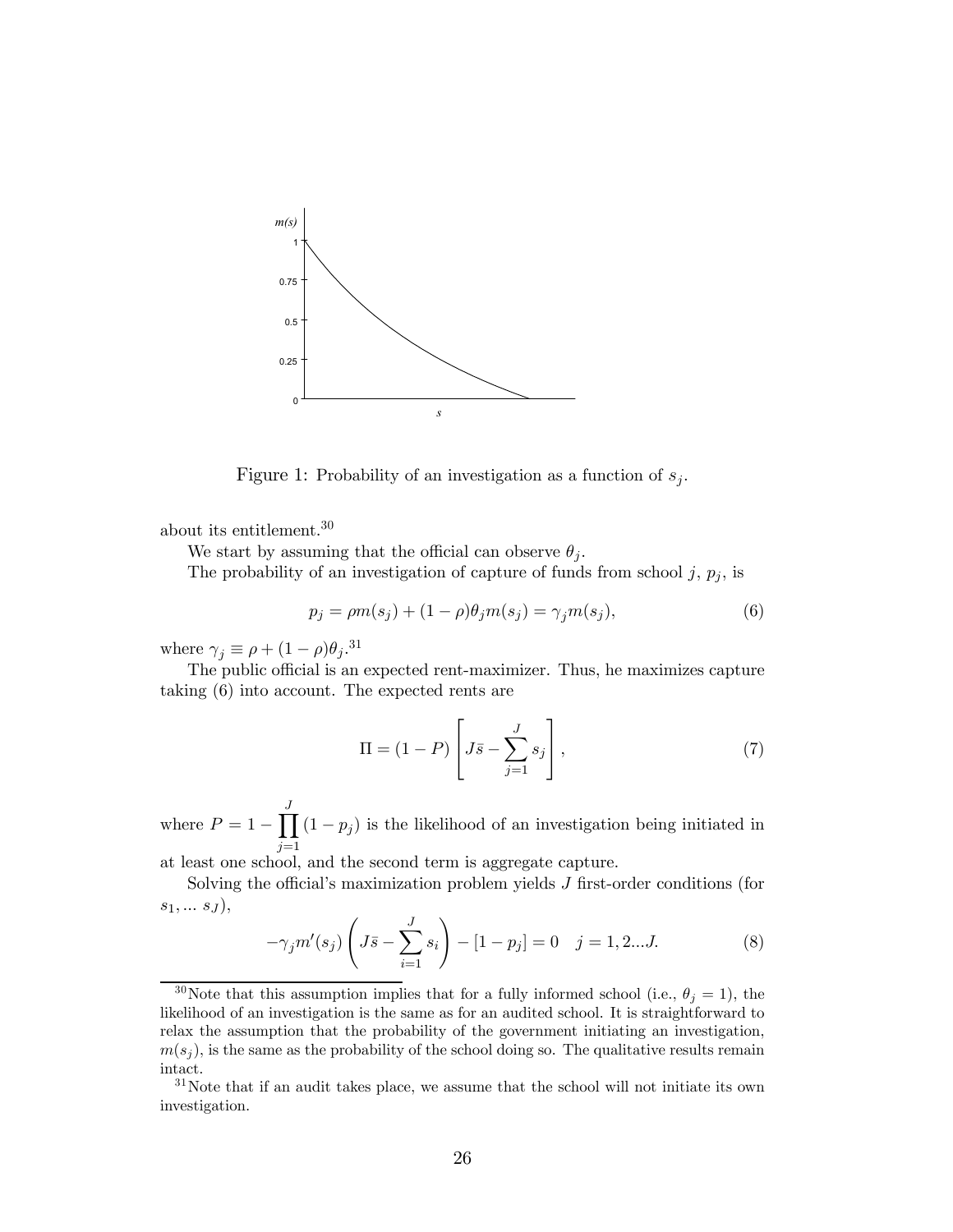Figure 1: Probability of an investigation as a function of $s_j$.

about its entitlement.[30]

We start by assuming that the official can observe $\theta_j$.

The probability of an investigation of capture of funds from school $j$, $p_j$, is

$$p_j = \rho m(s_j) + (1-\rho)\theta_j m(s_j) = \gamma_j m(s_j), \tag{6}$$

where $\gamma_j \equiv \rho + (1-\rho)\theta_j$.[31]

The public official is an expected rent-maximizer. Thus, he maximizes capture taking (6) into account. The expected rents are

$$\Pi = (1-P)\left[J\bar{s} - \sum_{j=1}^{J} s_j\right], \tag{7}$$

where $P = 1 - \prod_{j=1}^{J}(1-p_j)$ is the likelihood of an investigation being initiated in at least one school, and the second term is aggregate capture.

Solving the official's maximization problem yields $J$ first-order conditions (for $s_1, \ldots s_J$),

$$-\gamma_j m'(s_j)\left(J\bar{s} - \sum_{i=1}^{J} s_i\right) - [1-p_j] = 0 \quad j = 1, 2 \ldots J. \tag{8}$$

[30] Note that this assumption implies that for a fully informed school (i.e., $\theta_j = 1$), the likelihood of an investigation is the same as for an audited school. It is straightforward to relax the assumption that the probability of the government initiating an investigation, $m(s_j)$, is the same as the probability of the school doing so. The qualitative results remain intact.

[31] Note that if an audit takes place, we assume that the school will not initiate its own investigation.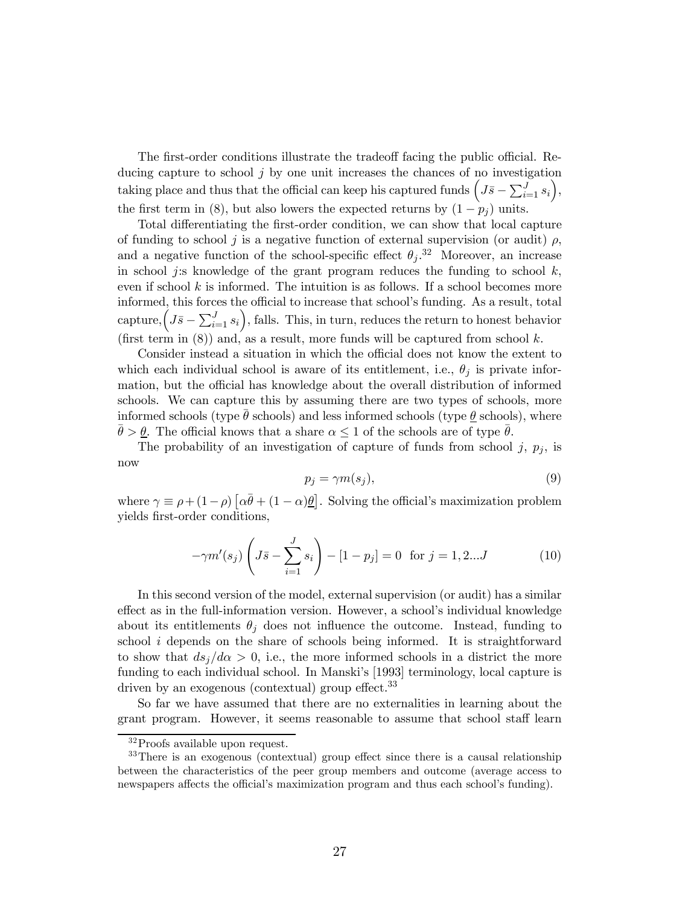The first-order conditions illustrate the tradeoff facing the public official. Reducing capture to school $j$ by one unit increases the chances of no investigation taking place and thus that the official can keep his captured funds $\left(J\bar{s} - \sum_{i=1}^{J} s_i\right)$, the first term in (8), but also lowers the expected returns by $(1 - p_j)$ units.

Total differentiating the first-order condition, we can show that local capture of funding to school $j$ is a negative function of external supervision (or audit) $\rho$, and a negative function of the school-specific effect $\theta_j$.[32] Moreover, an increase in school $j$:s knowledge of the grant program reduces the funding to school $k$, even if school $k$ is informed. The intuition is as follows. If a school becomes more informed, this forces the official to increase that school's funding. As a result, total capture, $\left(J\bar{s} - \sum_{i=1}^{J} s_i\right)$, falls. This, in turn, reduces the return to honest behavior (first term in (8)) and, as a result, more funds will be captured from school $k$.

Consider instead a situation in which the official does not know the extent to which each individual school is aware of its entitlement, i.e., $\theta_j$ is private information, but the official has knowledge about the overall distribution of informed schools. We can capture this by assuming there are two types of schools, more informed schools (type $\bar{\theta}$ schools) and less informed schools (type $\underline{\theta}$ schools), where $\bar{\theta} > \underline{\theta}$. The official knows that a share $\alpha \leq 1$ of the schools are of type $\bar{\theta}$.

The probability of an investigation of capture of funds from school $j$, $p_j$, is now

$$p_j = \gamma m(s_j), \tag{9}$$

where $\gamma \equiv \rho + (1-\rho)\left[\alpha\bar{\theta} + (1-\alpha)\underline{\theta}\right]$. Solving the official's maximization problem yields first-order conditions,

$$-\gamma m'(s_j)\left(J\bar{s} - \sum_{i=1}^{J} s_i\right) - [1 - p_j] = 0 \;\; \text{for } j = 1, 2...J \tag{10}$$

In this second version of the model, external supervision (or audit) has a similar effect as in the full-information version. However, a school's individual knowledge about its entitlements $\theta_j$ does not influence the outcome. Instead, funding to school $i$ depends on the share of schools being informed. It is straightforward to show that $ds_j/d\alpha > 0$, i.e., the more informed schools in a district the more funding to each individual school. In Manski's [1993] terminology, local capture is driven by an exogenous (contextual) group effect.[33]

So far we have assumed that there are no externalities in learning about the grant program. However, it seems reasonable to assume that school staff learn

---

[32] Proofs available upon request.

[33] There is an exogenous (contextual) group effect since there is a causal relationship between the characteristics of the peer group members and outcome (average access to newspapers affects the official's maximization program and thus each school's funding).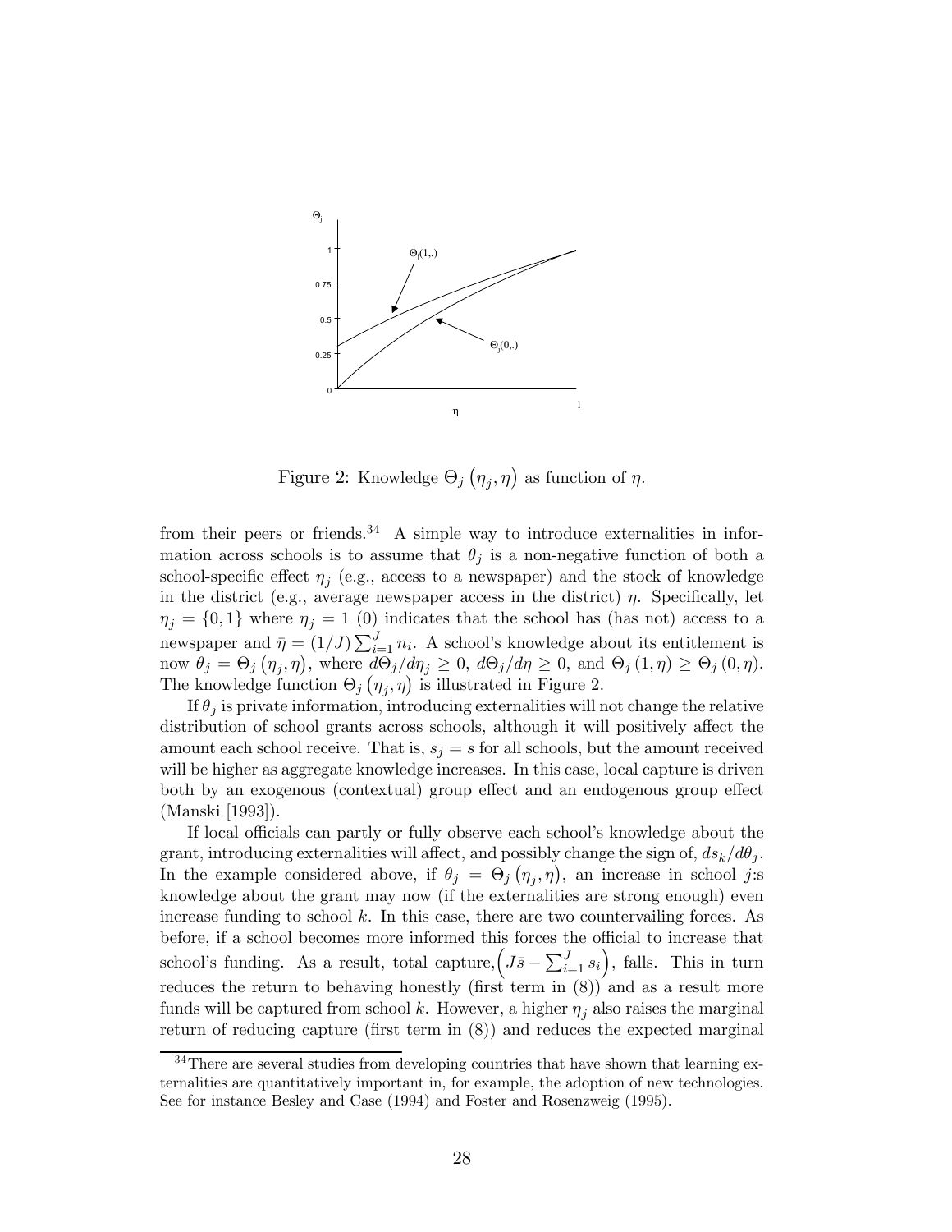Figure 2: Knowledge $\Theta_j\left(\eta_j, \eta\right)$ as function of $\eta$.

from their peers or friends.[34] A simple way to introduce externalities in information across schools is to assume that $\theta_j$ is a non-negative function of both a school-specific effect $\eta_j$ (e.g., access to a newspaper) and the stock of knowledge in the district (e.g., average newspaper access in the district) $\eta$. Specifically, let $\eta_j = \{0, 1\}$ where $\eta_j = 1$ (0) indicates that the school has (has not) access to a newspaper and $\bar{\eta} = (1/J)\sum_{i=1}^{J} n_i$. A school's knowledge about its entitlement is now $\theta_j = \Theta_j\left(\eta_j, \eta\right)$, where $d\Theta_j/d\eta_j \geq 0$, $d\Theta_j/d\eta \geq 0$, and $\Theta_j\left(1, \eta\right) \geq \Theta_j\left(0, \eta\right)$. The knowledge function $\Theta_j\left(\eta_j, \eta\right)$ is illustrated in Figure 2.

If $\theta_j$ is private information, introducing externalities will not change the relative distribution of school grants across schools, although it will positively affect the amount each school receive. That is, $s_j = s$ for all schools, but the amount received will be higher as aggregate knowledge increases. In this case, local capture is driven both by an exogenous (contextual) group effect and an endogenous group effect (Manski [1993]).

If local officials can partly or fully observe each school's knowledge about the grant, introducing externalities will affect, and possibly change the sign of, $ds_k/d\theta_j$. In the example considered above, if $\theta_j = \Theta_j\left(\eta_j, \eta\right)$, an increase in school $j$:s knowledge about the grant may now (if the externalities are strong enough) even increase funding to school $k$. In this case, there are two countervailing forces. As before, if a school becomes more informed this forces the official to increase that school's funding. As a result, total capture, $\left(J\bar{s} - \sum_{i=1}^{J} s_i\right)$, falls. This in turn reduces the return to behaving honestly (first term in (8)) and as a result more funds will be captured from school $k$. However, a higher $\eta_j$ also raises the marginal return of reducing capture (first term in (8)) and reduces the expected marginal

[34] There are several studies from developing countries that have shown that learning externalities are quantitatively important in, for example, the adoption of new technologies. See for instance Besley and Case (1994) and Foster and Rosenzweig (1995).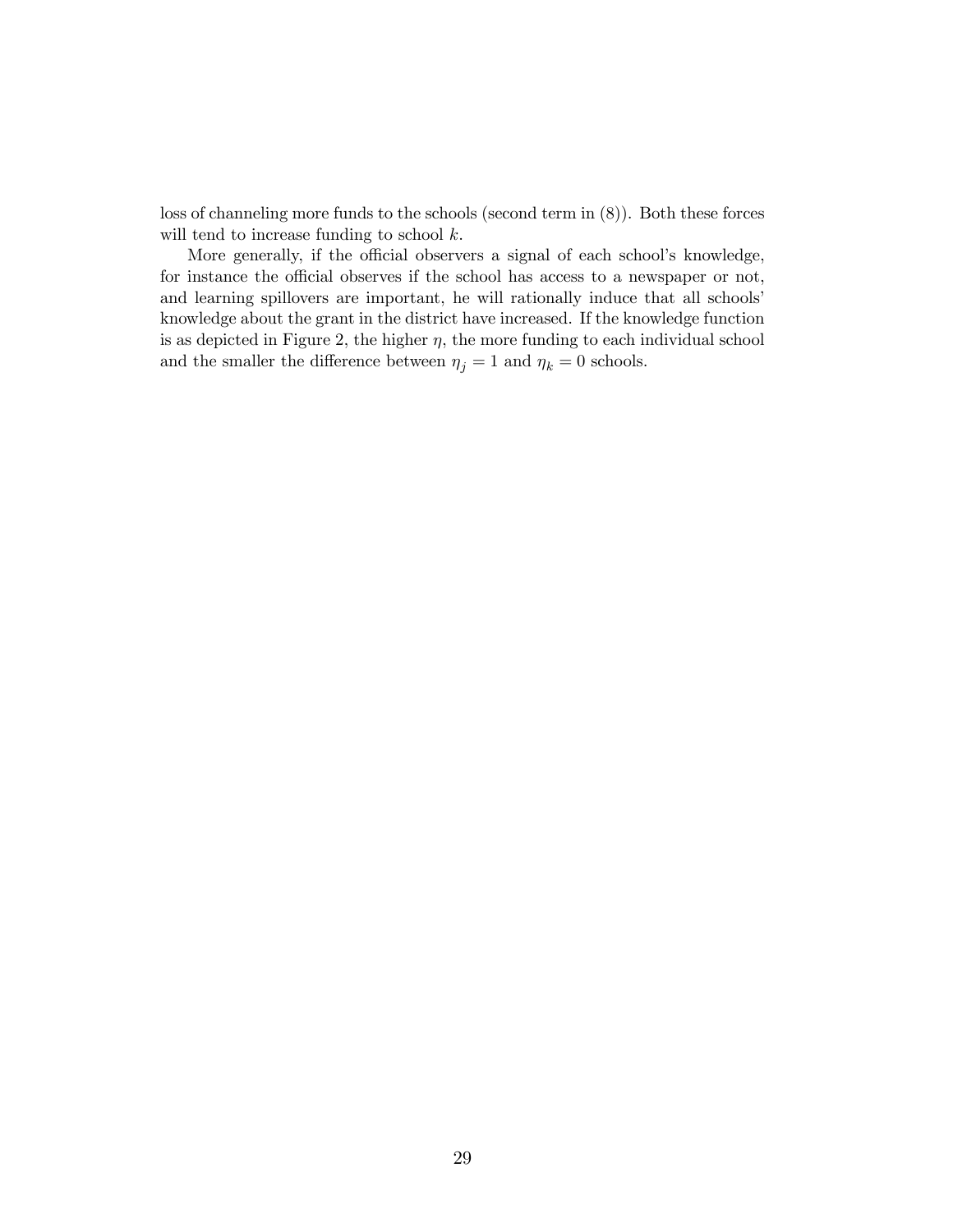loss of channeling more funds to the schools (second term in (8)). Both these forces will tend to increase funding to school $k$.

More generally, if the official observers a signal of each school's knowledge, for instance the official observes if the school has access to a newspaper or not, and learning spillovers are important, he will rationally induce that all schools' knowledge about the grant in the district have increased. If the knowledge function is as depicted in Figure 2, the higher $\eta$, the more funding to each individual school and the smaller the difference between $\eta_j = 1$ and $\eta_k = 0$ schools.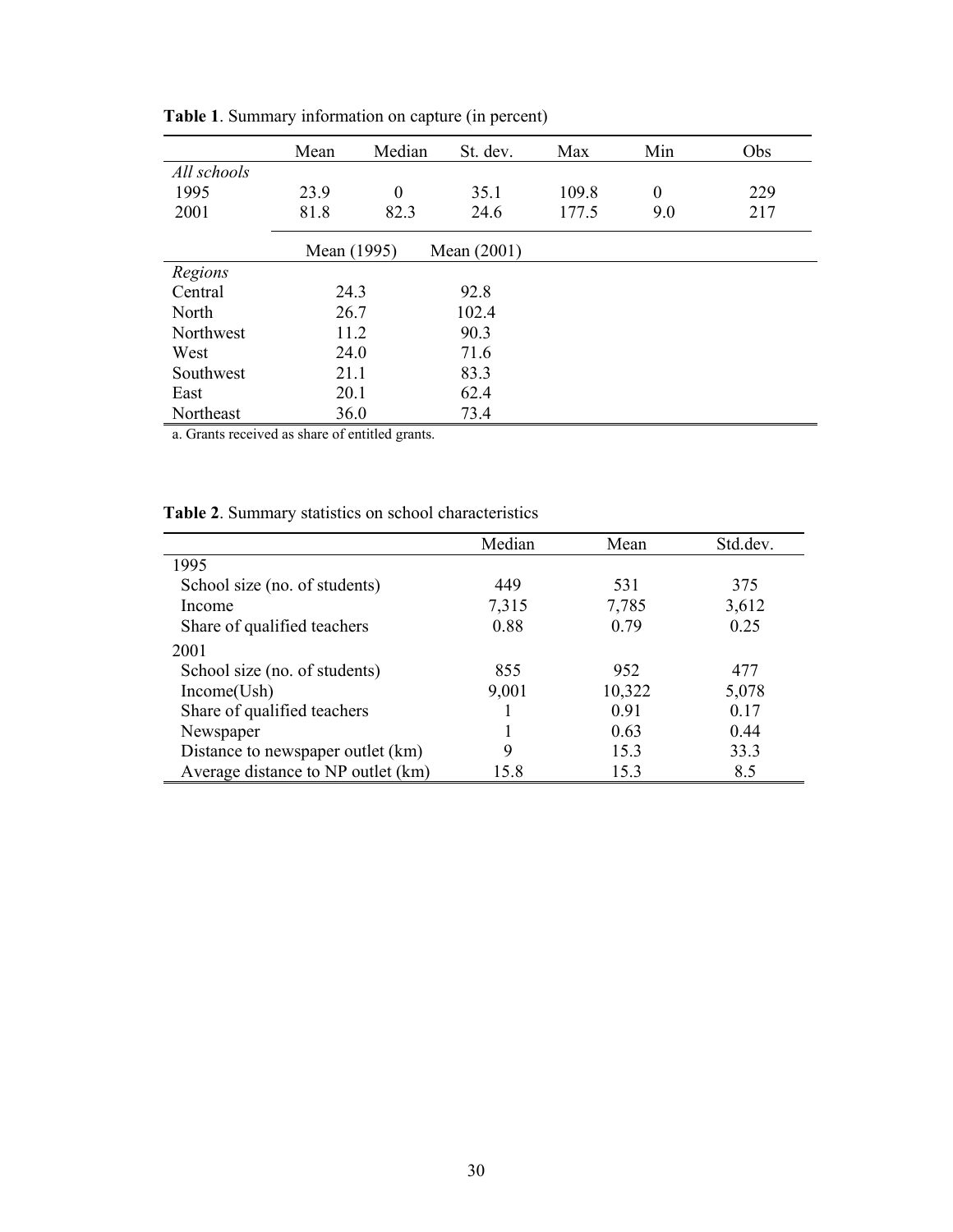**Table 1**. Summary information on capture (in percent)

| | Mean | Median | St. dev. | Max | Min | Obs |
|---|---|---|---|---|---|---|
| *All schools* | | | | | | |
| 1995 | 23.9 | 0 | 35.1 | 109.8 | 0 | 229 |
| 2001 | 81.8 | 82.3 | 24.6 | 177.5 | 9.0 | 217 |

| | Mean (1995) | Mean (2001) |
|---|---|---|
| *Regions* | | |
| Central | 24.3 | 92.8 |
| North | 26.7 | 102.4 |
| Northwest | 11.2 | 90.3 |
| West | 24.0 | 71.6 |
| Southwest | 21.1 | 83.3 |
| East | 20.1 | 62.4 |
| Northeast | 36.0 | 73.4 |

a. Grants received as share of entitled grants.

**Table 2**. Summary statistics on school characteristics

| | Median | Mean | Std.dev. |
|---|---|---|---|
| 1995 | | | |
| School size (no. of students) | 449 | 531 | 375 |
| Income | 7,315 | 7,785 | 3,612 |
| Share of qualified teachers | 0.88 | 0.79 | 0.25 |
| 2001 | | | |
| School size (no. of students) | 855 | 952 | 477 |
| Income(Ush) | 9,001 | 10,322 | 5,078 |
| Share of qualified teachers | 1 | 0.91 | 0.17 |
| Newspaper | 1 | 0.63 | 0.44 |
| Distance to newspaper outlet (km) | 9 | 15.3 | 33.3 |
| Average distance to NP outlet (km) | 15.8 | 15.3 | 8.5 |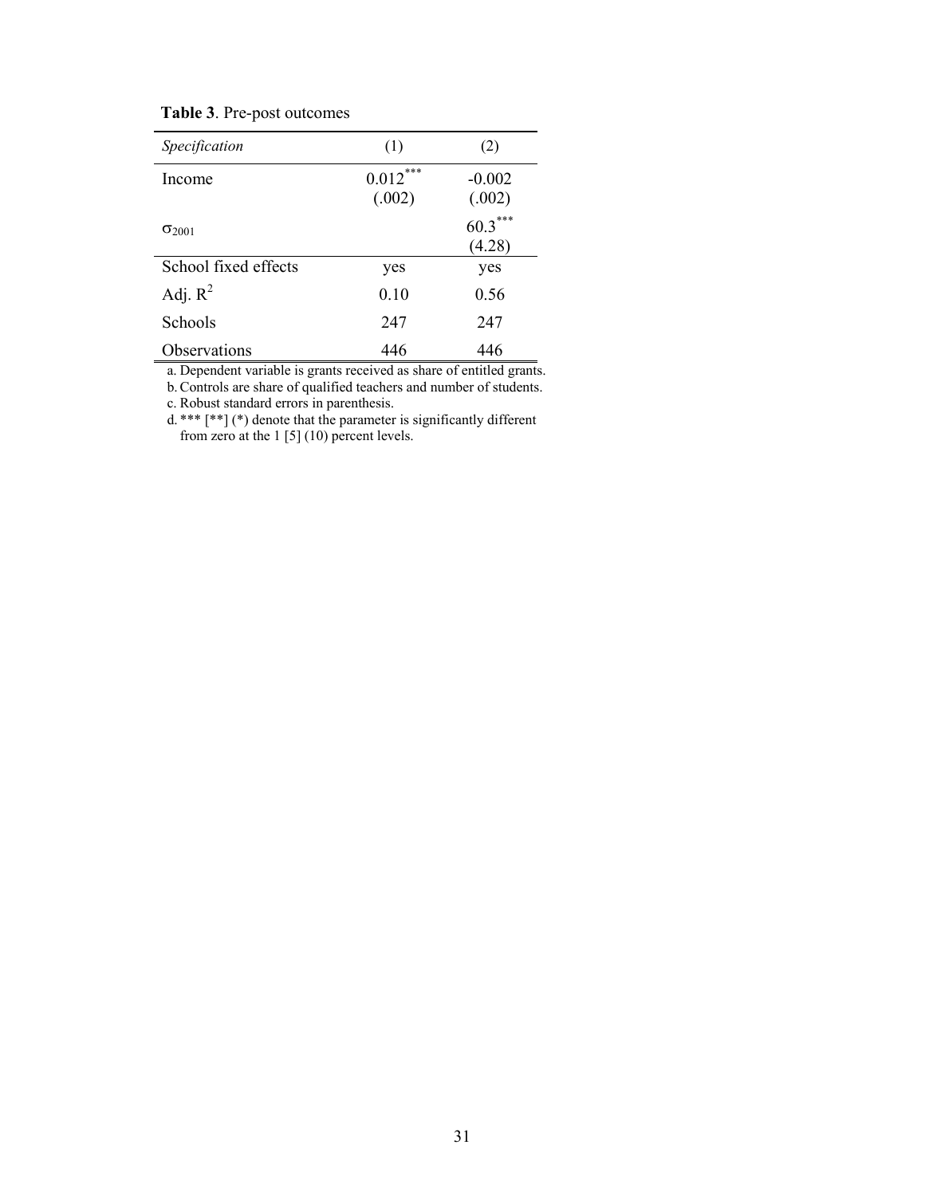**Table 3**. Pre-post outcomes

| *Specification* | (1) | (2) |
|---|---|---|
| Income | $0.012^{***}$ (.002) | -0.002 (.002) |
| $\sigma_{2001}$ | | $60.3^{***}$ (4.28) |
| School fixed effects | yes | yes |
| Adj. $R^2$ | 0.10 | 0.56 |
| Schools | 247 | 247 |
| Observations | 446 | 446 |

a. Dependent variable is grants received as share of entitled grants.

b. Controls are share of qualified teachers and number of students.

c. Robust standard errors in parenthesis.

d. *** [**] (*) denote that the parameter is significantly different from zero at the 1 [5] (10) percent levels.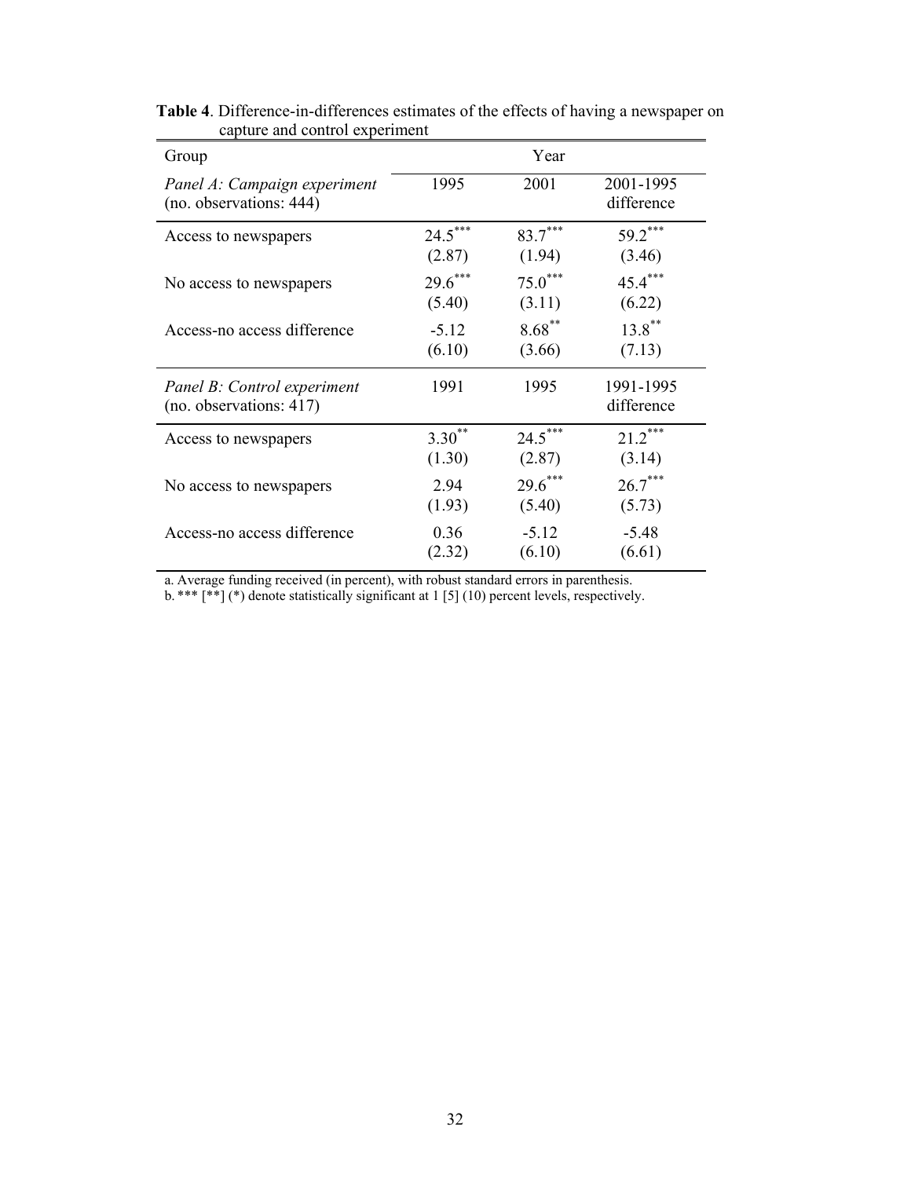**Table 4**. Difference-in-differences estimates of the effects of having a newspaper on capture and control experiment

| Group | Year | | |
|---|---|---|---|
| *Panel A: Campaign experiment* (no. observations: 444) | 1995 | 2001 | 2001-1995 difference |
| Access to newspapers | 24.5*** (2.87) | 83.7*** (1.94) | 59.2*** (3.46) |
| No access to newspapers | 29.6*** (5.40) | 75.0*** (3.11) | 45.4*** (6.22) |
| Access-no access difference | -5.12 (6.10) | 8.68** (3.66) | 13.8** (7.13) |
| *Panel B: Control experiment* (no. observations: 417) | 1991 | 1995 | 1991-1995 difference |
| Access to newspapers | 3.30** (1.30) | 24.5*** (2.87) | 21.2*** (3.14) |
| No access to newspapers | 2.94 (1.93) | 29.6*** (5.40) | 26.7*** (5.73) |
| Access-no access difference | 0.36 (2.32) | -5.12 (6.10) | -5.48 (6.61) |

a. Average funding received (in percent), with robust standard errors in parenthesis.
b. *** [**] (*) denote statistically significant at 1 [5] (10) percent levels, respectively.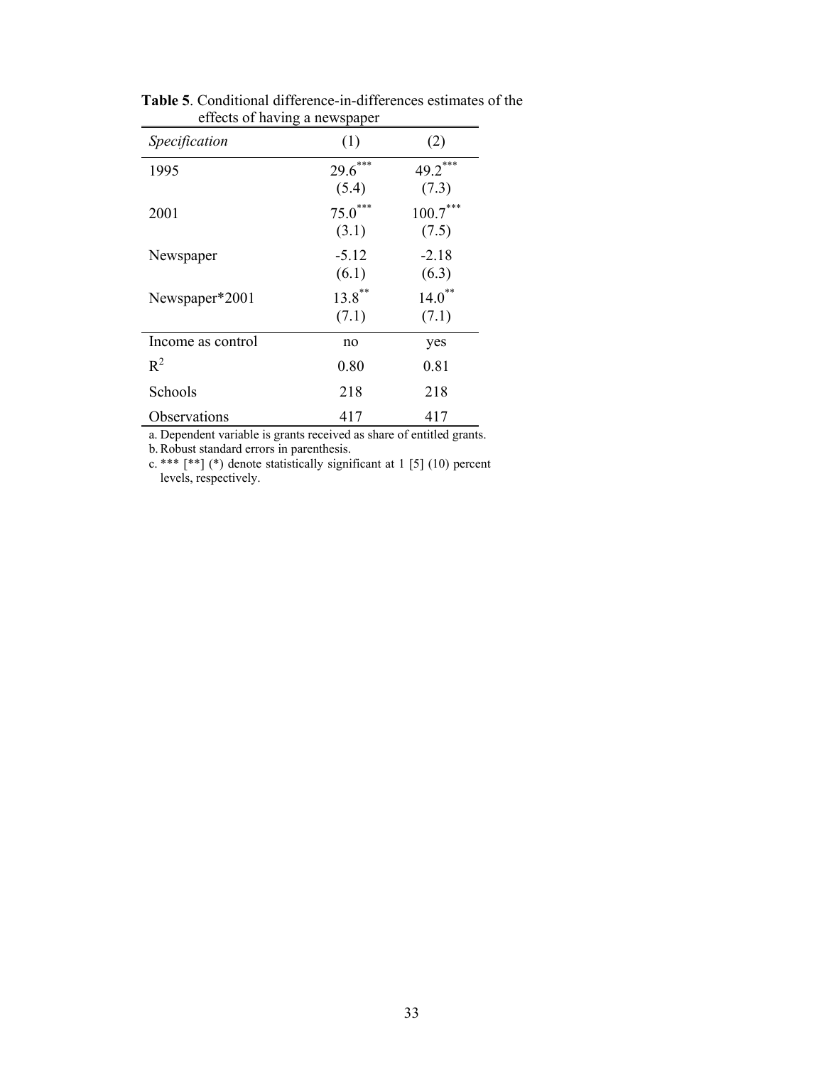**Table 5**. Conditional difference-in-differences estimates of the effects of having a newspaper

| *Specification* | (1) | (2) |
|---|---|---|
| 1995 | 29.6*** (5.4) | 49.2*** (7.3) |
| 2001 | 75.0*** (3.1) | 100.7*** (7.5) |
| Newspaper | -5.12 (6.1) | -2.18 (6.3) |
| Newspaper*2001 | 13.8** (7.1) | 14.0** (7.1) |
| Income as control | no | yes |
| $R^2$ | 0.80 | 0.81 |
| Schools | 218 | 218 |
| Observations | 417 | 417 |

a. Dependent variable is grants received as share of entitled grants.

b. Robust standard errors in parenthesis.

c. *** [**] (*) denote statistically significant at 1 [5] (10) percent levels, respectively.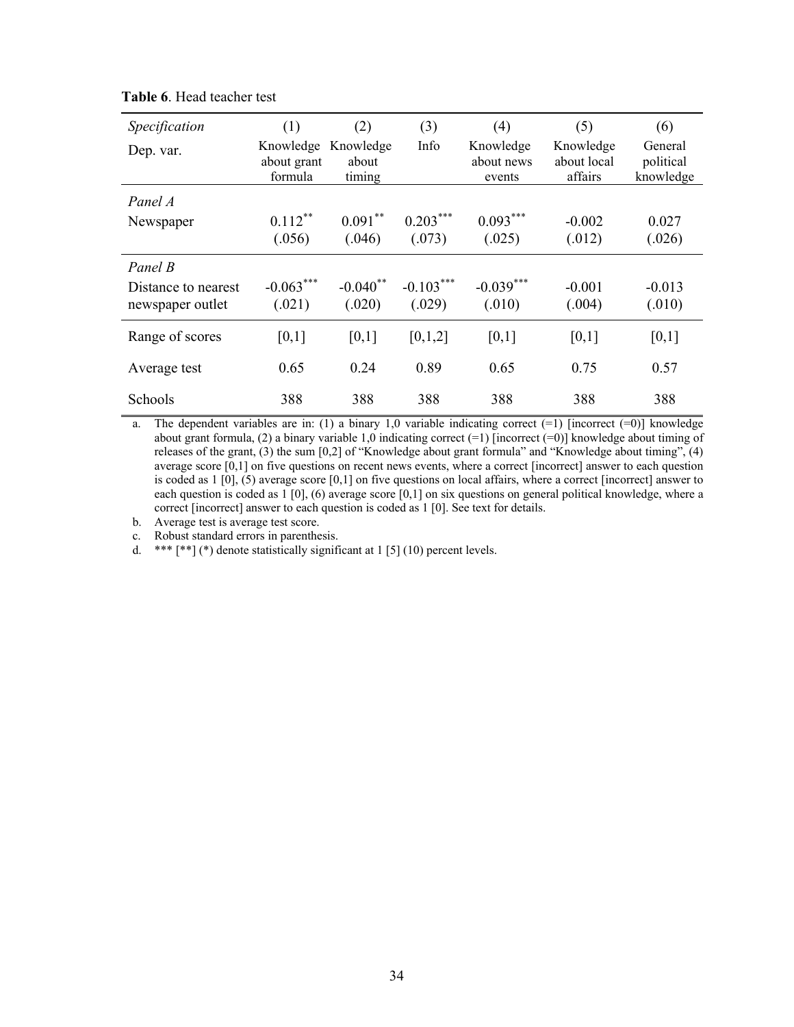**Table 6**. Head teacher test

| *Specification* | (1) | (2) | (3) | (4) | (5) | (6) |
|---|---|---|---|---|---|---|
| Dep. var. | Knowledge about grant formula | Knowledge about timing | Info | Knowledge about news events | Knowledge about local affairs | General political knowledge |
| *Panel A* | | | | | | |
| Newspaper | 0.112** | 0.091** | 0.203*** | 0.093*** | -0.002 | 0.027 |
| | (.056) | (.046) | (.073) | (.025) | (.012) | (.026) |
| *Panel B* | | | | | | |
| Distance to nearest newspaper outlet | -0.063*** | -0.040** | -0.103*** | -0.039*** | -0.001 | -0.013 |
| | (.021) | (.020) | (.029) | (.010) | (.004) | (.010) |
| Range of scores | [0,1] | [0,1] | [0,1,2] | [0,1] | [0,1] | [0,1] |
| Average test | 0.65 | 0.24 | 0.89 | 0.65 | 0.75 | 0.57 |
| Schools | 388 | 388 | 388 | 388 | 388 | 388 |

a. The dependent variables are in: (1) a binary 1,0 variable indicating correct (=1) [incorrect (=0)] knowledge about grant formula, (2) a binary variable 1,0 indicating correct (=1) [incorrect (=0)] knowledge about timing of releases of the grant, (3) the sum [0,2] of "Knowledge about grant formula" and "Knowledge about timing", (4) average score [0,1] on five questions on recent news events, where a correct [incorrect] answer to each question is coded as 1 [0], (5) average score [0,1] on five questions on local affairs, where a correct [incorrect] answer to each question is coded as 1 [0], (6) average score [0,1] on six questions on general political knowledge, where a correct [incorrect] answer to each question is coded as 1 [0]. See text for details.

b. Average test is average test score.

c. Robust standard errors in parenthesis.

d. *** [**] (*) denote statistically significant at 1 [5] (10) percent levels.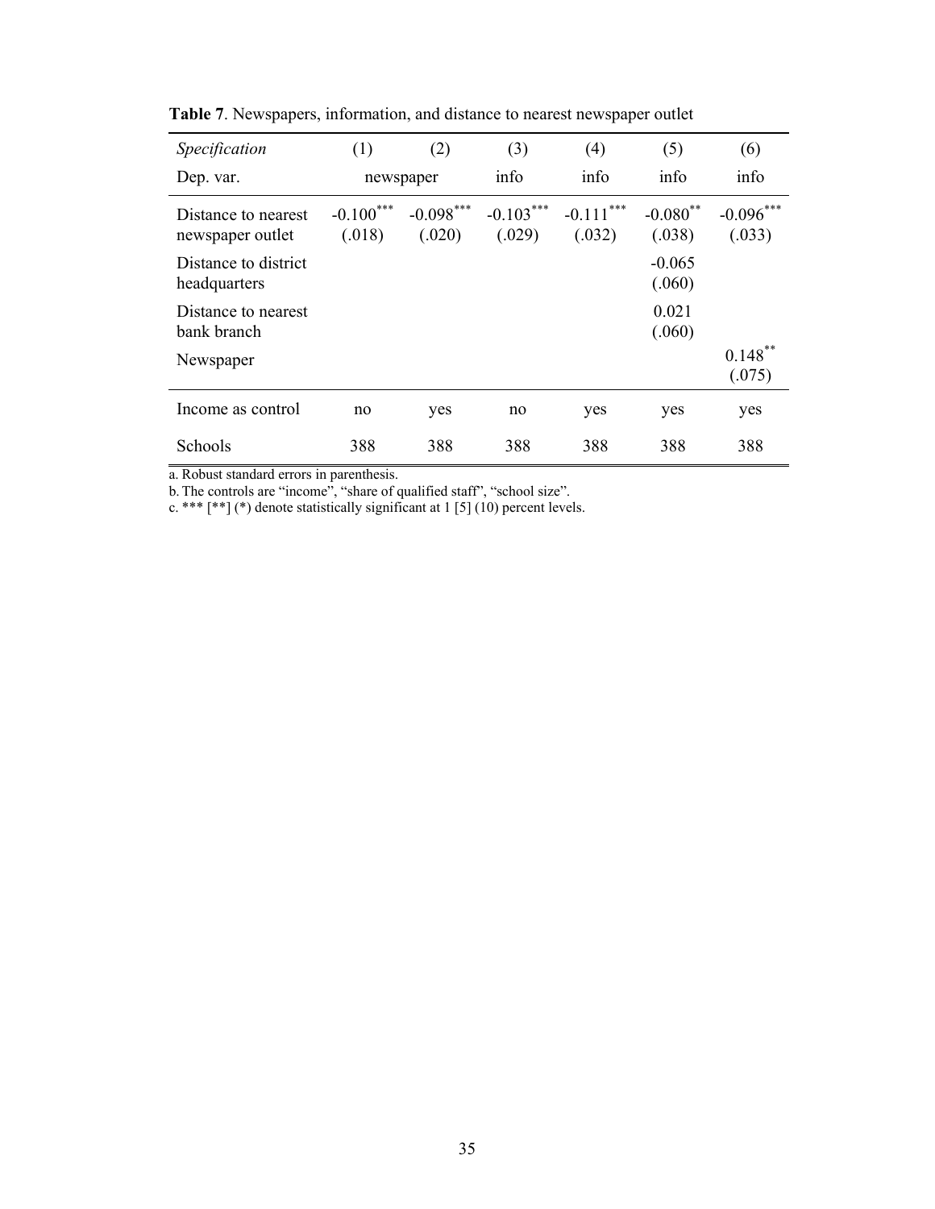**Table 7**. Newspapers, information, and distance to nearest newspaper outlet

| *Specification* | (1) | (2) | (3) | (4) | (5) | (6) |
|---|---|---|---|---|---|---|
| Dep. var. | newspaper | | info | info | info | info |
| Distance to nearest newspaper outlet | -0.100*** (.018) | -0.098*** (.020) | -0.103*** (.029) | -0.111*** (.032) | -0.080** (.038) | -0.096*** (.033) |
| Distance to district headquarters | | | | | -0.065 (.060) | |
| Distance to nearest bank branch | | | | | 0.021 (.060) | |
| Newspaper | | | | | | 0.148** (.075) |
| Income as control | no | yes | no | yes | yes | yes |
| Schools | 388 | 388 | 388 | 388 | 388 | 388 |

a. Robust standard errors in parenthesis.
b. The controls are "income", "share of qualified staff", "school size".
c. *** [**] (*) denote statistically significant at 1 [5] (10) percent levels.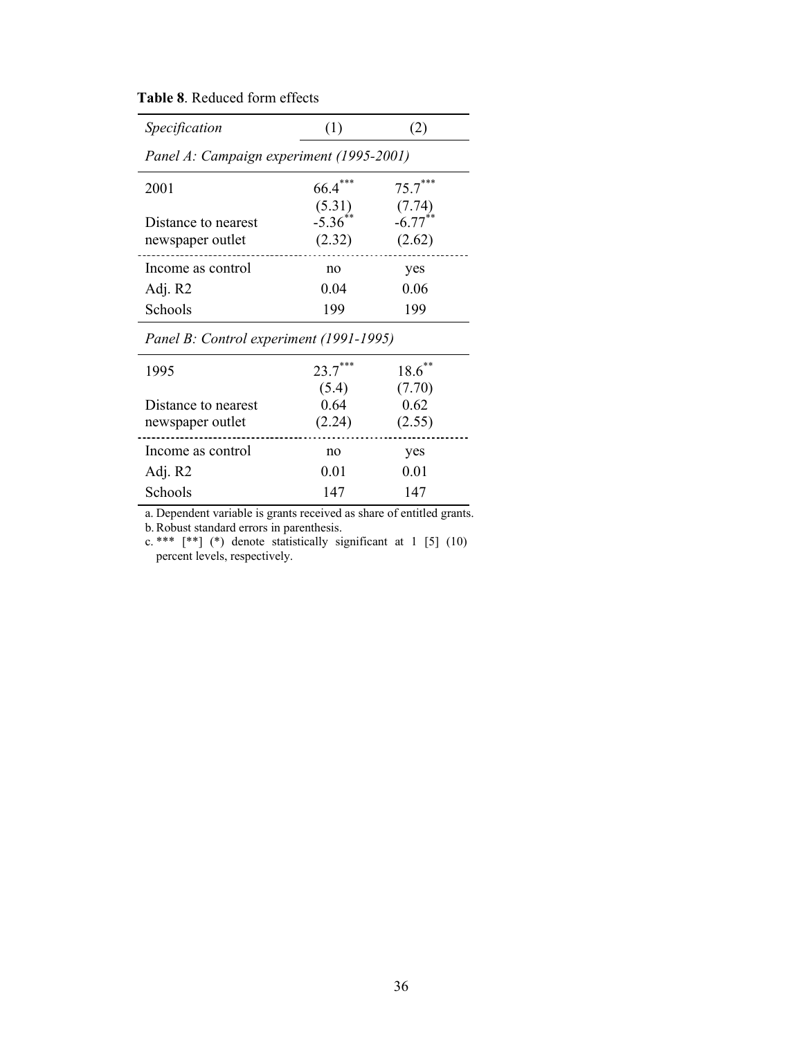**Table 8**. Reduced form effects

| *Specification* | (1) | (2) |
|---|---|---|
| *Panel A: Campaign experiment (1995-2001)* | | |
| 2001 | 66.4*** | 75.7*** |
| | (5.31) | (7.74) |
| Distance to nearest newspaper outlet | -5.36** | -6.77** |
| | (2.32) | (2.62) |
| Income as control | no | yes |
| Adj. R2 | 0.04 | 0.06 |
| Schools | 199 | 199 |
| *Panel B: Control experiment (1991-1995)* | | |
| 1995 | 23.7*** | 18.6** |
| | (5.4) | (7.70) |
| Distance to nearest newspaper outlet | 0.64 | 0.62 |
| | (2.24) | (2.55) |
| Income as control | no | yes |
| Adj. R2 | 0.01 | 0.01 |
| Schools | 147 | 147 |

a. Dependent variable is grants received as share of entitled grants.
b. Robust standard errors in parenthesis.
c. *** [**] (*) denote statistically significant at 1 [5] (10) percent levels, respectively.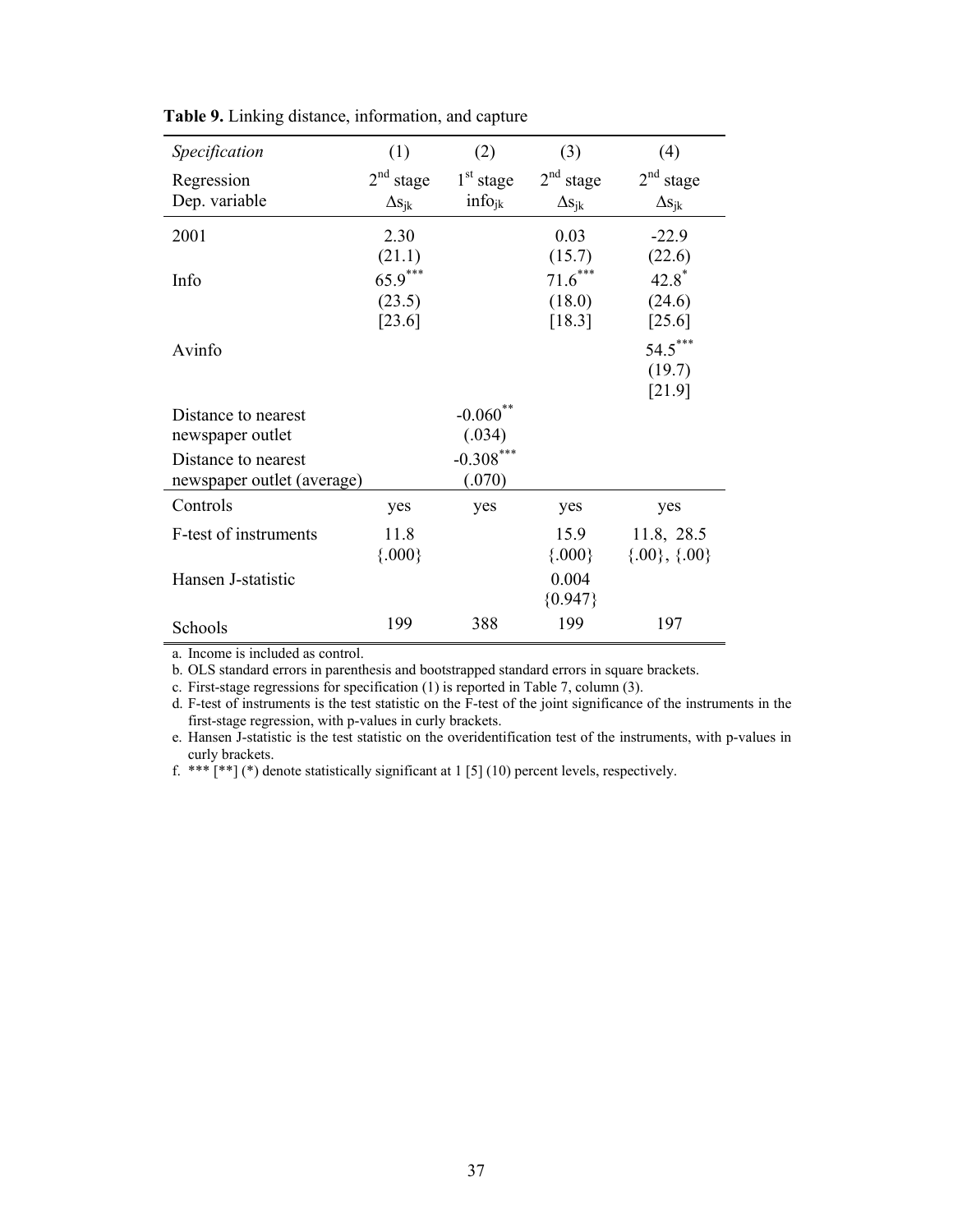**Table 9.** Linking distance, information, and capture

| *Specification* | (1) | (2) | (3) | (4) |
|---|---|---|---|---|
| Regression | $2^{nd}$ stage | $1^{st}$ stage | $2^{nd}$ stage | $2^{nd}$ stage |
| Dep. variable | $\Delta s_{jk}$ | $info_{jk}$ | $\Delta s_{jk}$ | $\Delta s_{jk}$ |
| 2001 | 2.30 | | 0.03 | -22.9 |
| | (21.1) | | (15.7) | (22.6) |
| Info | $65.9^{***}$ | | $71.6^{***}$ | $42.8^{*}$ |
| | (23.5) | | (18.0) | (24.6) |
| | [23.6] | | [18.3] | [25.6] |
| Avinfo | | | | $54.5^{***}$ |
| | | | | (19.7) |
| | | | | [21.9] |
| Distance to nearest newspaper outlet | | $-0.060^{**}$ | | |
| | | (.034) | | |
| Distance to nearest newspaper outlet (average) | | $-0.308^{***}$ | | |
| | | (.070) | | |
| Controls | yes | yes | yes | yes |
| F-test of instruments | 11.8 | | 15.9 | 11.8, 28.5 |
| | {.000} | | {.000} | {.00}, {.00} |
| Hansen J-statistic | | | 0.004 | |
| | | | {0.947} | |
| Schools | 199 | 388 | 199 | 197 |

a. Income is included as control.
b. OLS standard errors in parenthesis and bootstrapped standard errors in square brackets.
c. First-stage regressions for specification (1) is reported in Table 7, column (3).
d. F-test of instruments is the test statistic on the F-test of the joint significance of the instruments in the first-stage regression, with p-values in curly brackets.
e. Hansen J-statistic is the test statistic on the overidentification test of the instruments, with p-values in curly brackets.
f. *** [**] (*) denote statistically significant at 1 [5] (10) percent levels, respectively.